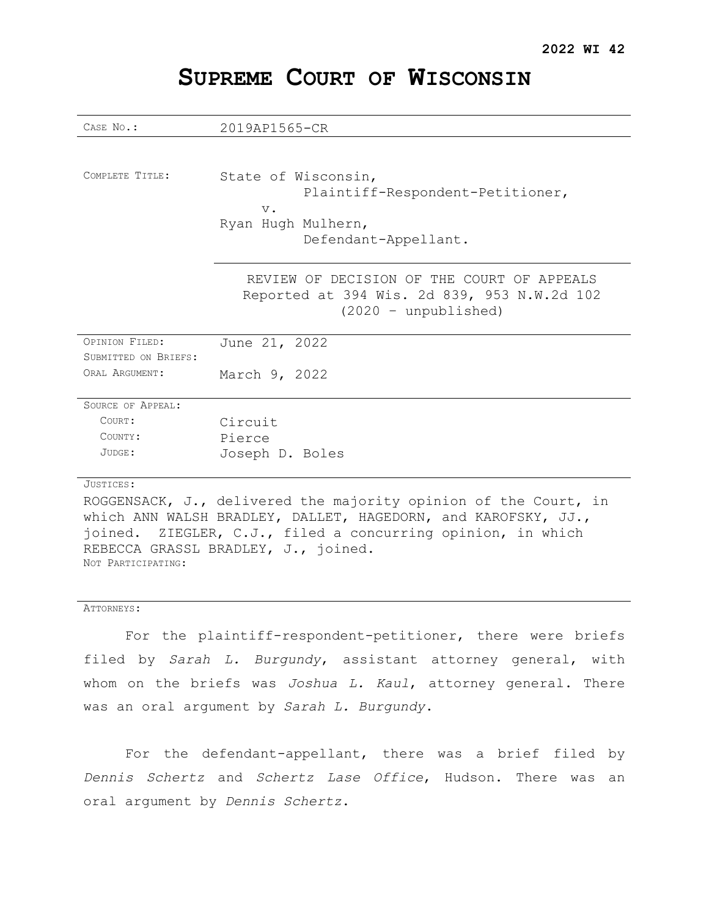**2022 WI 42**

# SUPREME COURT OF WISCONSIN

| | |
|---|---|
| CASE NO.: | 2019AP1565-CR |
| COMPLETE TITLE: | State of Wisconsin,<br>Plaintiff-Respondent-Petitioner,<br>v.<br>Ryan Hugh Mulhern,<br>Defendant-Appellant. |
| | REVIEW OF DECISION OF THE COURT OF APPEALS<br>Reported at 394 Wis. 2d 839, 953 N.W.2d 102<br>(2020 – unpublished) |
| OPINION FILED: | June 21, 2022 |
| SUBMITTED ON BRIEFS: | |
| ORAL ARGUMENT: | March 9, 2022 |
| SOURCE OF APPEAL: | |
| COURT: | Circuit |
| COUNTY: | Pierce |
| JUDGE: | Joseph D. Boles |

JUSTICES:

ROGGENSACK, J., delivered the majority opinion of the Court, in which ANN WALSH BRADLEY, DALLET, HAGEDORN, and KAROFSKY, JJ., joined. ZIEGLER, C.J., filed a concurring opinion, in which REBECCA GRASSL BRADLEY, J., joined.

NOT PARTICIPATING:

ATTORNEYS:

For the plaintiff-respondent-petitioner, there were briefs filed by *Sarah L. Burgundy*, assistant attorney general, with whom on the briefs was *Joshua L. Kaul*, attorney general. There was an oral argument by *Sarah L. Burgundy*.

For the defendant-appellant, there was a brief filed by *Dennis Schertz* and *Schertz Lase Office*, Hudson. There was an oral argument by *Dennis Schertz*.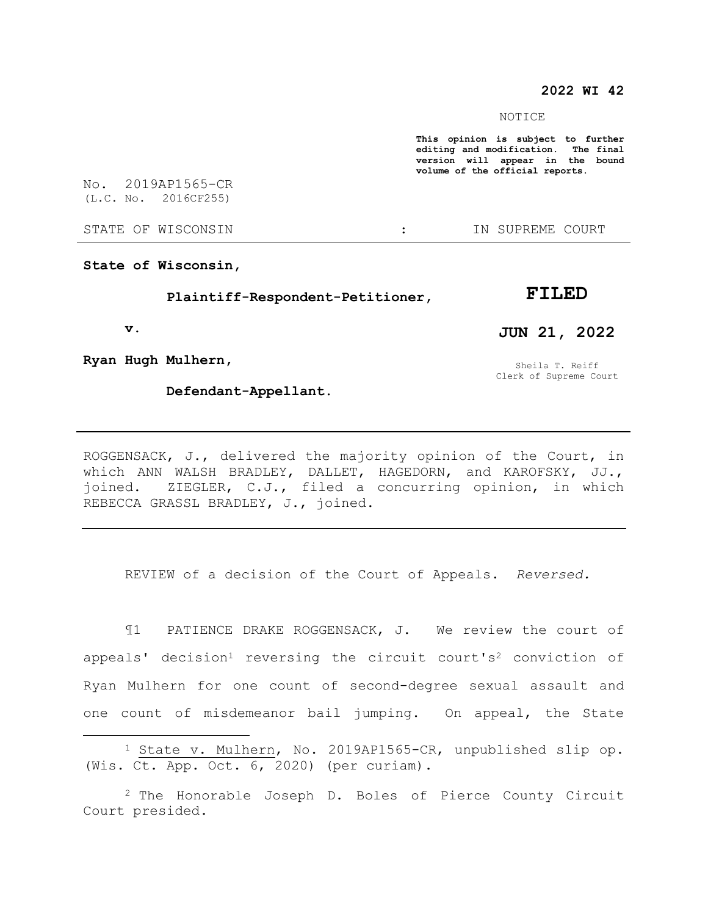**2022 WI 42**

NOTICE

**This opinion is subject to further editing and modification. The final version will appear in the bound volume of the official reports.**

No. 2019AP1565-CR
(L.C. No. 2016CF255)

STATE OF WISCONSIN : IN SUPREME COURT

---

**State of Wisconsin,**

**Plaintiff-Respondent-Petitioner,**

**v.**

**Ryan Hugh Mulhern,**

**Defendant-Appellant.**

**FILED**

**JUN 21, 2022**

Sheila T. Reiff
Clerk of Supreme Court

---

ROGGENSACK, J., delivered the majority opinion of the Court, in which ANN WALSH BRADLEY, DALLET, HAGEDORN, and KAROFSKY, JJ., joined. ZIEGLER, C.J., filed a concurring opinion, in which REBECCA GRASSL BRADLEY, J., joined.

---

REVIEW of a decision of the Court of Appeals. *Reversed.*

¶1 PATIENCE DRAKE ROGGENSACK, J. We review the court of appeals' decision[1] reversing the circuit court's[2] conviction of Ryan Mulhern for one count of second-degree sexual assault and one count of misdemeanor bail jumping. On appeal, the State

---

[1] State v. Mulhern, No. 2019AP1565-CR, unpublished slip op. (Wis. Ct. App. Oct. 6, 2020) (per curiam).

[2] The Honorable Joseph D. Boles of Pierce County Circuit Court presided.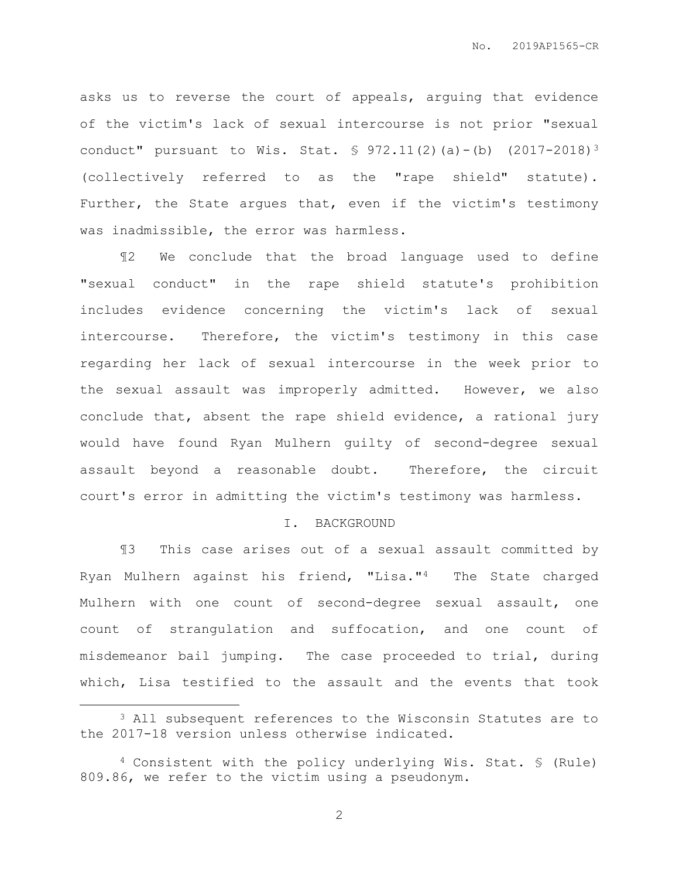asks us to reverse the court of appeals, arguing that evidence of the victim's lack of sexual intercourse is not prior "sexual conduct" pursuant to Wis. Stat. § 972.11(2)(a)-(b) (2017-2018)[3] (collectively referred to as the "rape shield" statute). Further, the State argues that, even if the victim's testimony was inadmissible, the error was harmless.

¶2 We conclude that the broad language used to define "sexual conduct" in the rape shield statute's prohibition includes evidence concerning the victim's lack of sexual intercourse. Therefore, the victim's testimony in this case regarding her lack of sexual intercourse in the week prior to the sexual assault was improperly admitted. However, we also conclude that, absent the rape shield evidence, a rational jury would have found Ryan Mulhern guilty of second-degree sexual assault beyond a reasonable doubt. Therefore, the circuit court's error in admitting the victim's testimony was harmless.

## I. BACKGROUND

¶3 This case arises out of a sexual assault committed by Ryan Mulhern against his friend, "Lisa."[4] The State charged Mulhern with one count of second-degree sexual assault, one count of strangulation and suffocation, and one count of misdemeanor bail jumping. The case proceeded to trial, during which, Lisa testified to the assault and the events that took

---

[3] All subsequent references to the Wisconsin Statutes are to the 2017-18 version unless otherwise indicated.

[4] Consistent with the policy underlying Wis. Stat. § (Rule) 809.86, we refer to the victim using a pseudonym.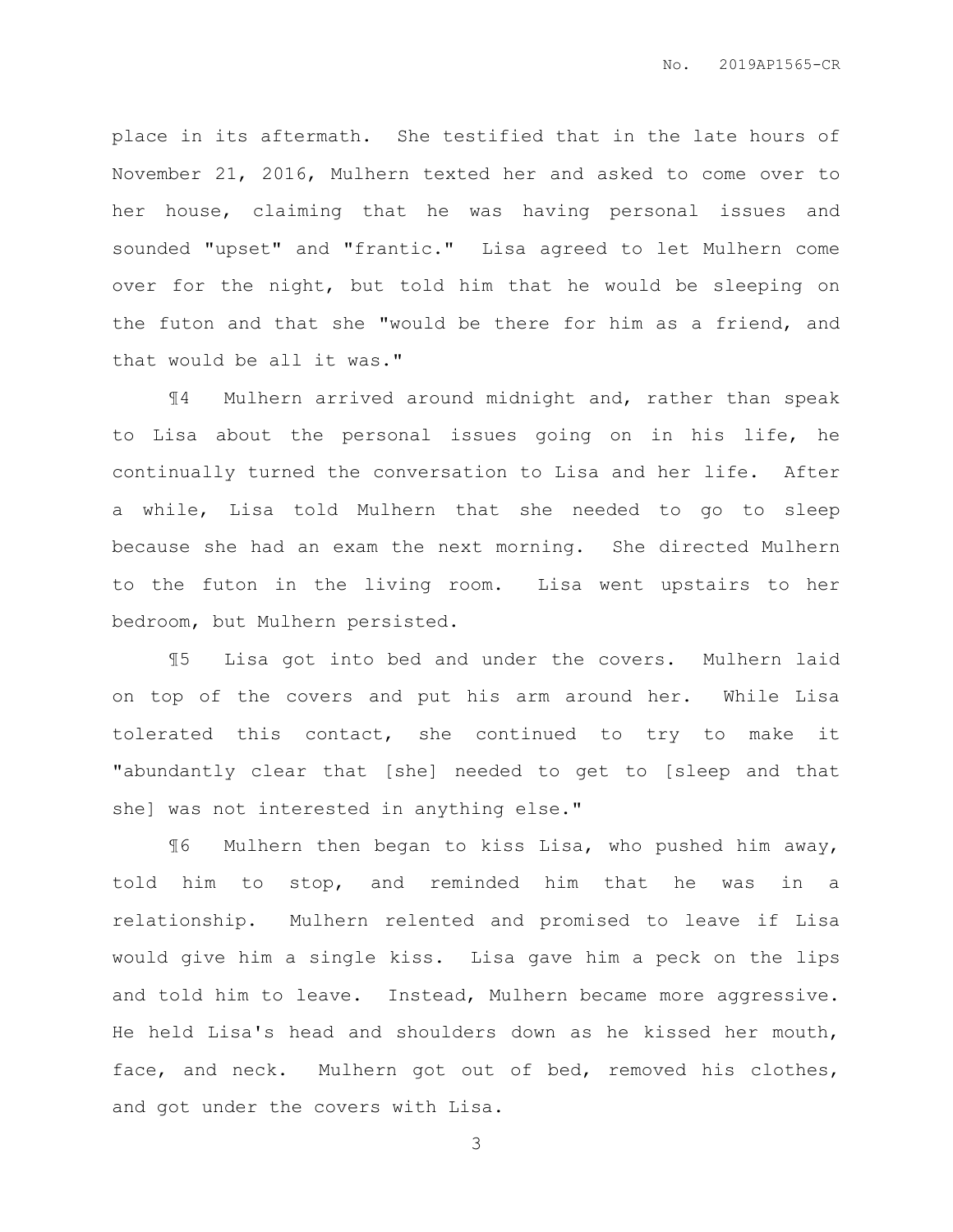place in its aftermath. She testified that in the late hours of November 21, 2016, Mulhern texted her and asked to come over to her house, claiming that he was having personal issues and sounded "upset" and "frantic." Lisa agreed to let Mulhern come over for the night, but told him that he would be sleeping on the futon and that she "would be there for him as a friend, and that would be all it was."

¶4 Mulhern arrived around midnight and, rather than speak to Lisa about the personal issues going on in his life, he continually turned the conversation to Lisa and her life. After a while, Lisa told Mulhern that she needed to go to sleep because she had an exam the next morning. She directed Mulhern to the futon in the living room. Lisa went upstairs to her bedroom, but Mulhern persisted.

¶5 Lisa got into bed and under the covers. Mulhern laid on top of the covers and put his arm around her. While Lisa tolerated this contact, she continued to try to make it "abundantly clear that [she] needed to get to [sleep and that she] was not interested in anything else."

¶6 Mulhern then began to kiss Lisa, who pushed him away, told him to stop, and reminded him that he was in a relationship. Mulhern relented and promised to leave if Lisa would give him a single kiss. Lisa gave him a peck on the lips and told him to leave. Instead, Mulhern became more aggressive. He held Lisa's head and shoulders down as he kissed her mouth, face, and neck. Mulhern got out of bed, removed his clothes, and got under the covers with Lisa.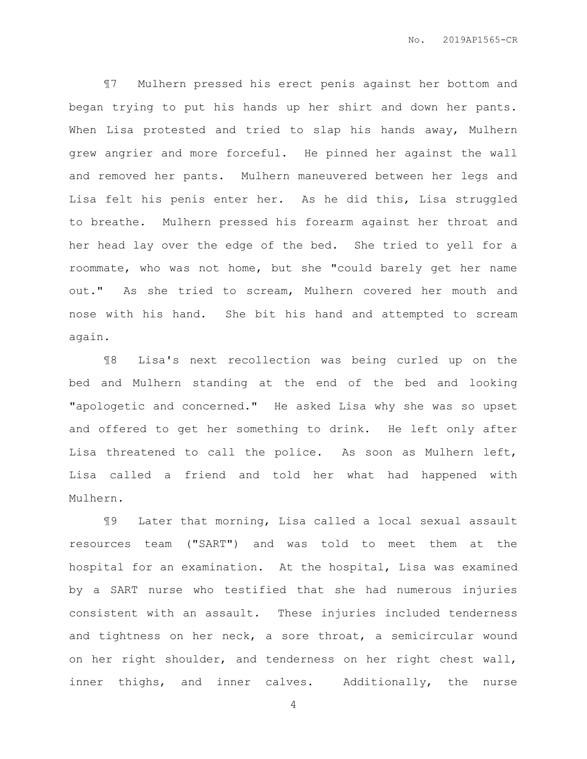¶7 Mulhern pressed his erect penis against her bottom and began trying to put his hands up her shirt and down her pants. When Lisa protested and tried to slap his hands away, Mulhern grew angrier and more forceful. He pinned her against the wall and removed her pants. Mulhern maneuvered between her legs and Lisa felt his penis enter her. As he did this, Lisa struggled to breathe. Mulhern pressed his forearm against her throat and her head lay over the edge of the bed. She tried to yell for a roommate, who was not home, but she "could barely get her name out." As she tried to scream, Mulhern covered her mouth and nose with his hand. She bit his hand and attempted to scream again.

¶8 Lisa's next recollection was being curled up on the bed and Mulhern standing at the end of the bed and looking "apologetic and concerned." He asked Lisa why she was so upset and offered to get her something to drink. He left only after Lisa threatened to call the police. As soon as Mulhern left, Lisa called a friend and told her what had happened with Mulhern.

¶9 Later that morning, Lisa called a local sexual assault resources team ("SART") and was told to meet them at the hospital for an examination. At the hospital, Lisa was examined by a SART nurse who testified that she had numerous injuries consistent with an assault. These injuries included tenderness and tightness on her neck, a sore throat, a semicircular wound on her right shoulder, and tenderness on her right chest wall, inner thighs, and inner calves. Additionally, the nurse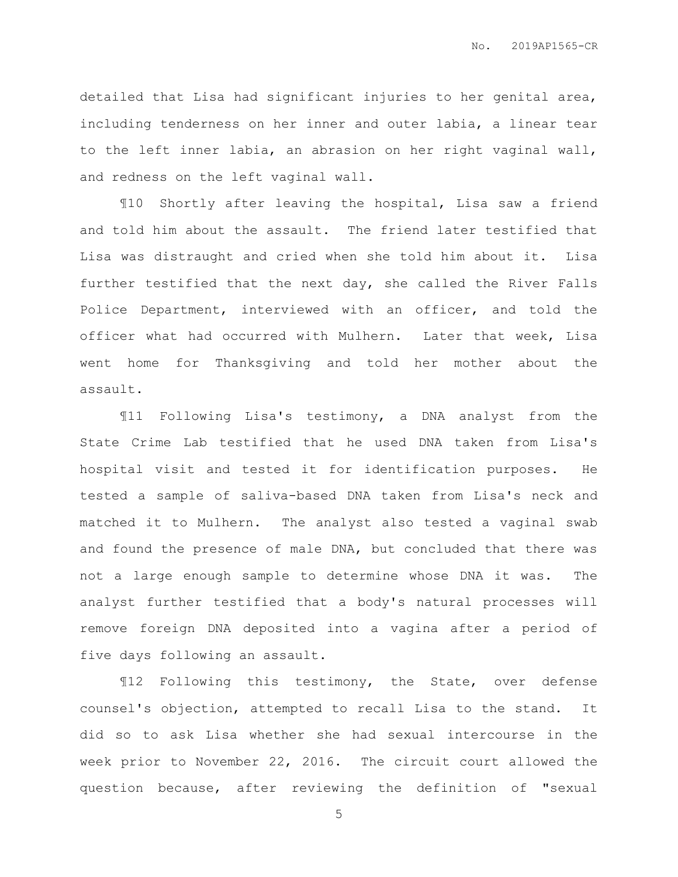detailed that Lisa had significant injuries to her genital area, including tenderness on her inner and outer labia, a linear tear to the left inner labia, an abrasion on her right vaginal wall, and redness on the left vaginal wall.

¶10 Shortly after leaving the hospital, Lisa saw a friend and told him about the assault. The friend later testified that Lisa was distraught and cried when she told him about it. Lisa further testified that the next day, she called the River Falls Police Department, interviewed with an officer, and told the officer what had occurred with Mulhern. Later that week, Lisa went home for Thanksgiving and told her mother about the assault.

¶11 Following Lisa's testimony, a DNA analyst from the State Crime Lab testified that he used DNA taken from Lisa's hospital visit and tested it for identification purposes. He tested a sample of saliva-based DNA taken from Lisa's neck and matched it to Mulhern. The analyst also tested a vaginal swab and found the presence of male DNA, but concluded that there was not a large enough sample to determine whose DNA it was. The analyst further testified that a body's natural processes will remove foreign DNA deposited into a vagina after a period of five days following an assault.

¶12 Following this testimony, the State, over defense counsel's objection, attempted to recall Lisa to the stand. It did so to ask Lisa whether she had sexual intercourse in the week prior to November 22, 2016. The circuit court allowed the question because, after reviewing the definition of "sexual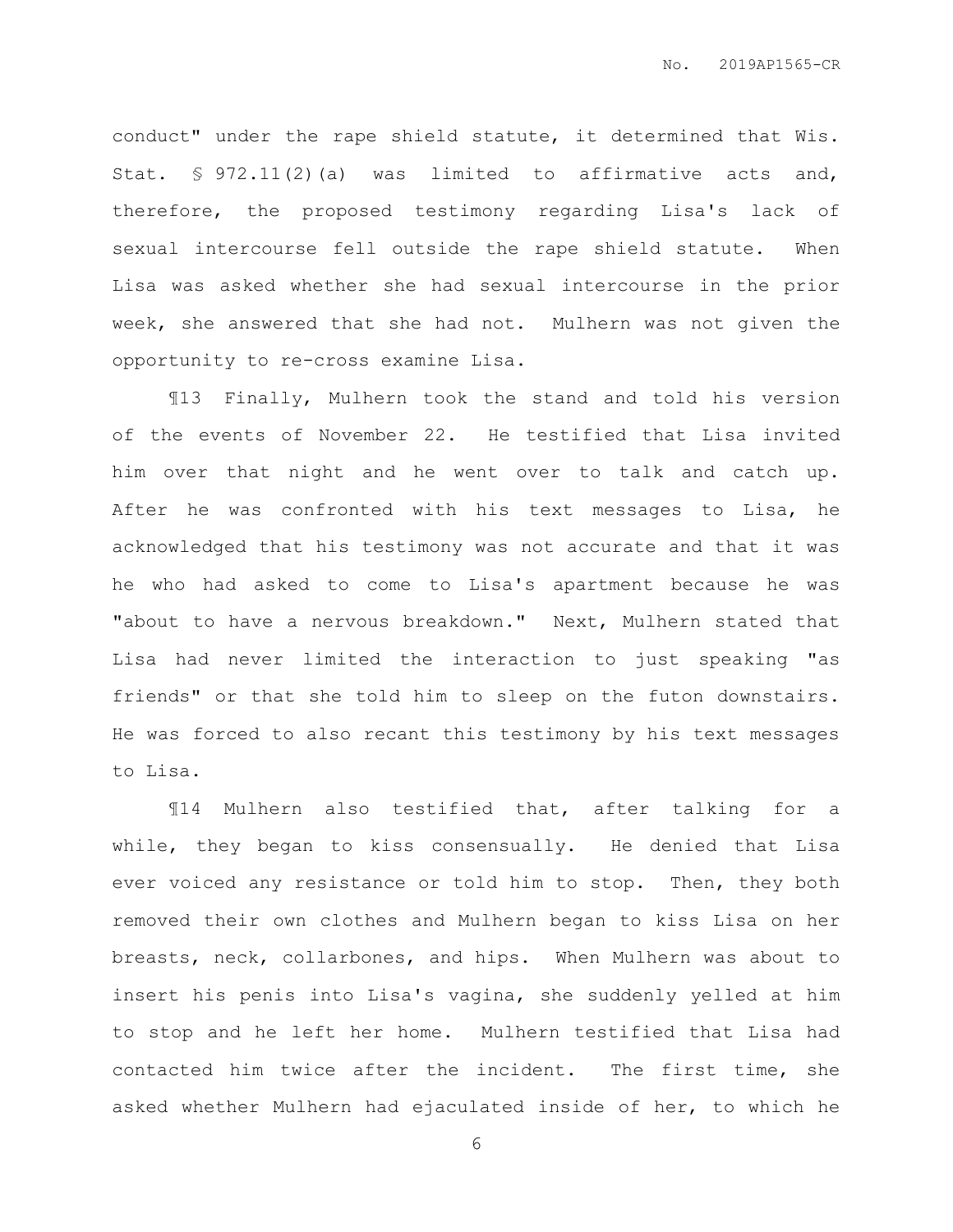conduct" under the rape shield statute, it determined that Wis. Stat. § 972.11(2)(a) was limited to affirmative acts and, therefore, the proposed testimony regarding Lisa's lack of sexual intercourse fell outside the rape shield statute. When Lisa was asked whether she had sexual intercourse in the prior week, she answered that she had not. Mulhern was not given the opportunity to re-cross examine Lisa.

¶13 Finally, Mulhern took the stand and told his version of the events of November 22. He testified that Lisa invited him over that night and he went over to talk and catch up. After he was confronted with his text messages to Lisa, he acknowledged that his testimony was not accurate and that it was he who had asked to come to Lisa's apartment because he was "about to have a nervous breakdown." Next, Mulhern stated that Lisa had never limited the interaction to just speaking "as friends" or that she told him to sleep on the futon downstairs. He was forced to also recant this testimony by his text messages to Lisa.

¶14 Mulhern also testified that, after talking for a while, they began to kiss consensually. He denied that Lisa ever voiced any resistance or told him to stop. Then, they both removed their own clothes and Mulhern began to kiss Lisa on her breasts, neck, collarbones, and hips. When Mulhern was about to insert his penis into Lisa's vagina, she suddenly yelled at him to stop and he left her home. Mulhern testified that Lisa had contacted him twice after the incident. The first time, she asked whether Mulhern had ejaculated inside of her, to which he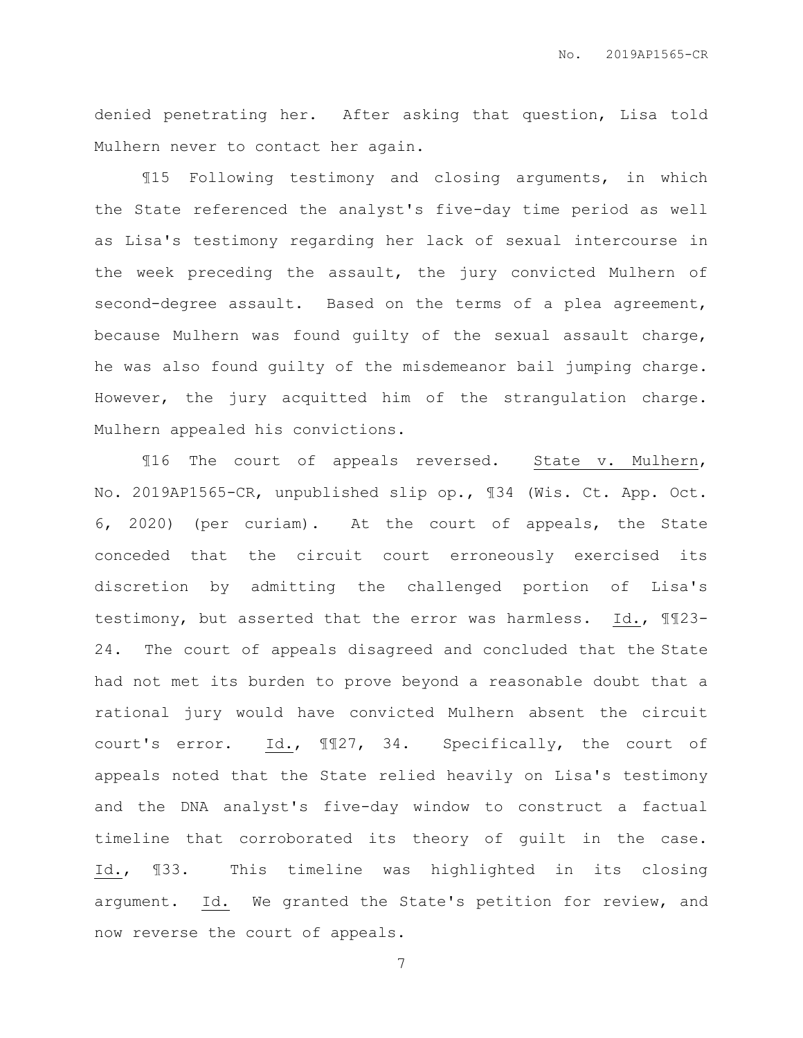denied penetrating her. After asking that question, Lisa told Mulhern never to contact her again.

¶15 Following testimony and closing arguments, in which the State referenced the analyst's five-day time period as well as Lisa's testimony regarding her lack of sexual intercourse in the week preceding the assault, the jury convicted Mulhern of second-degree assault. Based on the terms of a plea agreement, because Mulhern was found guilty of the sexual assault charge, he was also found guilty of the misdemeanor bail jumping charge. However, the jury acquitted him of the strangulation charge. Mulhern appealed his convictions.

¶16 The court of appeals reversed. State v. Mulhern, No. 2019AP1565-CR, unpublished slip op., ¶34 (Wis. Ct. App. Oct. 6, 2020) (per curiam). At the court of appeals, the State conceded that the circuit court erroneously exercised its discretion by admitting the challenged portion of Lisa's testimony, but asserted that the error was harmless. Id., ¶¶23-24. The court of appeals disagreed and concluded that the State had not met its burden to prove beyond a reasonable doubt that a rational jury would have convicted Mulhern absent the circuit court's error. Id., ¶¶27, 34. Specifically, the court of appeals noted that the State relied heavily on Lisa's testimony and the DNA analyst's five-day window to construct a factual timeline that corroborated its theory of guilt in the case. Id., ¶33. This timeline was highlighted in its closing argument. Id. We granted the State's petition for review, and now reverse the court of appeals.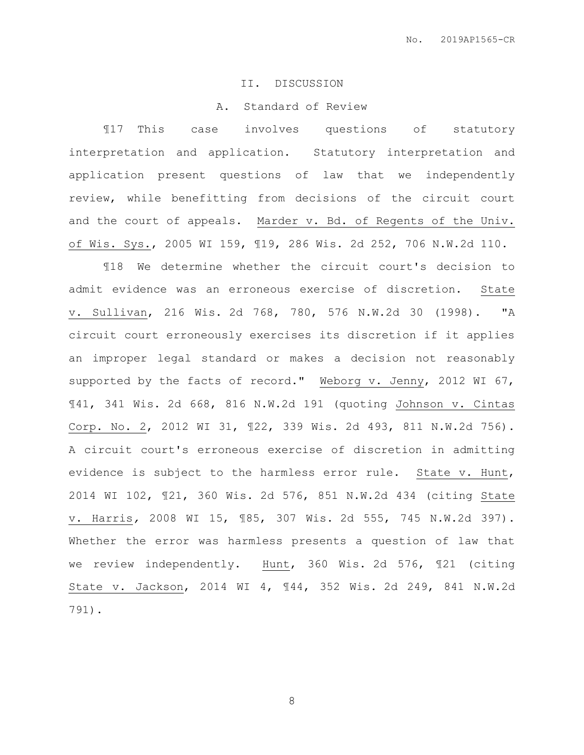## II. DISCUSSION

### A. Standard of Review

¶17 This case involves questions of statutory interpretation and application. Statutory interpretation and application present questions of law that we independently review, while benefitting from decisions of the circuit court and the court of appeals. Marder v. Bd. of Regents of the Univ. of Wis. Sys., 2005 WI 159, ¶19, 286 Wis. 2d 252, 706 N.W.2d 110.

¶18 We determine whether the circuit court's decision to admit evidence was an erroneous exercise of discretion. State v. Sullivan, 216 Wis. 2d 768, 780, 576 N.W.2d 30 (1998). "A circuit court erroneously exercises its discretion if it applies an improper legal standard or makes a decision not reasonably supported by the facts of record." Weborg v. Jenny, 2012 WI 67, ¶41, 341 Wis. 2d 668, 816 N.W.2d 191 (quoting Johnson v. Cintas Corp. No. 2, 2012 WI 31, ¶22, 339 Wis. 2d 493, 811 N.W.2d 756). A circuit court's erroneous exercise of discretion in admitting evidence is subject to the harmless error rule. State v. Hunt, 2014 WI 102, ¶21, 360 Wis. 2d 576, 851 N.W.2d 434 (citing State v. Harris, 2008 WI 15, ¶85, 307 Wis. 2d 555, 745 N.W.2d 397). Whether the error was harmless presents a question of law that we review independently. Hunt, 360 Wis. 2d 576, ¶21 (citing State v. Jackson, 2014 WI 4, ¶44, 352 Wis. 2d 249, 841 N.W.2d 791).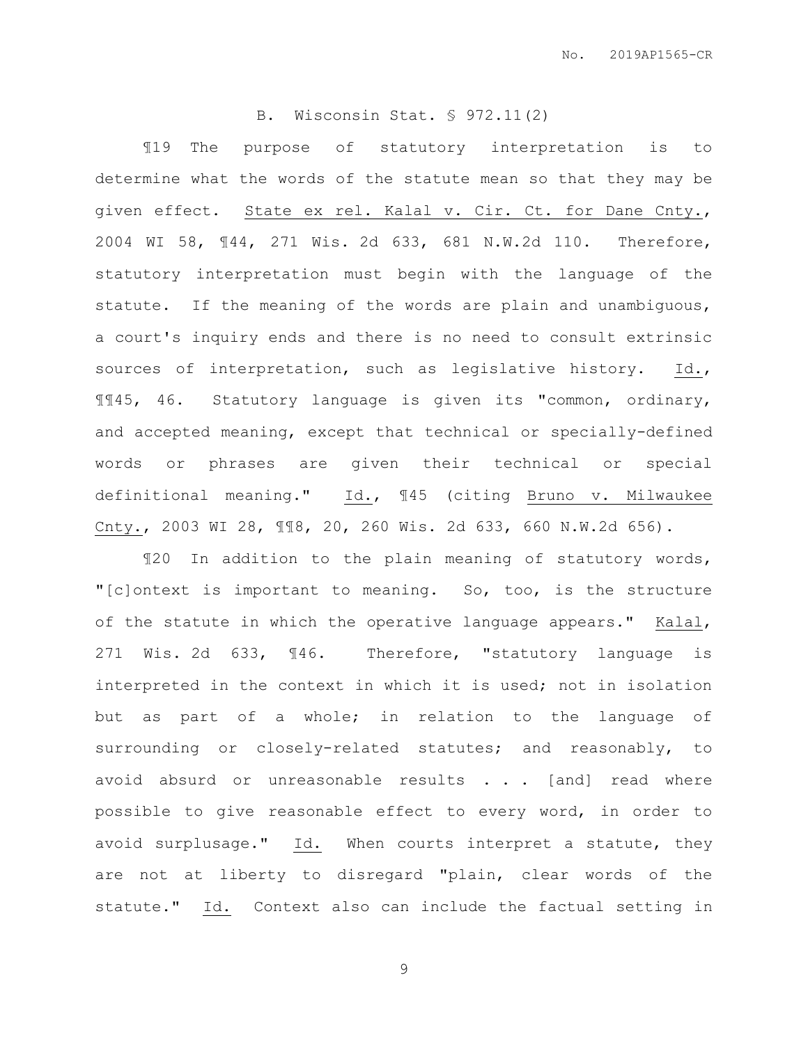### B. Wisconsin Stat. § 972.11(2)

¶19 The purpose of statutory interpretation is to determine what the words of the statute mean so that they may be given effect. State ex rel. Kalal v. Cir. Ct. for Dane Cnty., 2004 WI 58, ¶44, 271 Wis. 2d 633, 681 N.W.2d 110. Therefore, statutory interpretation must begin with the language of the statute. If the meaning of the words are plain and unambiguous, a court's inquiry ends and there is no need to consult extrinsic sources of interpretation, such as legislative history. Id., ¶¶45, 46. Statutory language is given its "common, ordinary, and accepted meaning, except that technical or specially-defined words or phrases are given their technical or special definitional meaning." Id., ¶45 (citing Bruno v. Milwaukee Cnty., 2003 WI 28, ¶¶8, 20, 260 Wis. 2d 633, 660 N.W.2d 656).

¶20 In addition to the plain meaning of statutory words, "[c]ontext is important to meaning. So, too, is the structure of the statute in which the operative language appears." Kalal, 271 Wis. 2d 633, ¶46. Therefore, "statutory language is interpreted in the context in which it is used; not in isolation but as part of a whole; in relation to the language of surrounding or closely-related statutes; and reasonably, to avoid absurd or unreasonable results . . . [and] read where possible to give reasonable effect to every word, in order to avoid surplusage." Id. When courts interpret a statute, they are not at liberty to disregard "plain, clear words of the statute." Id. Context also can include the factual setting in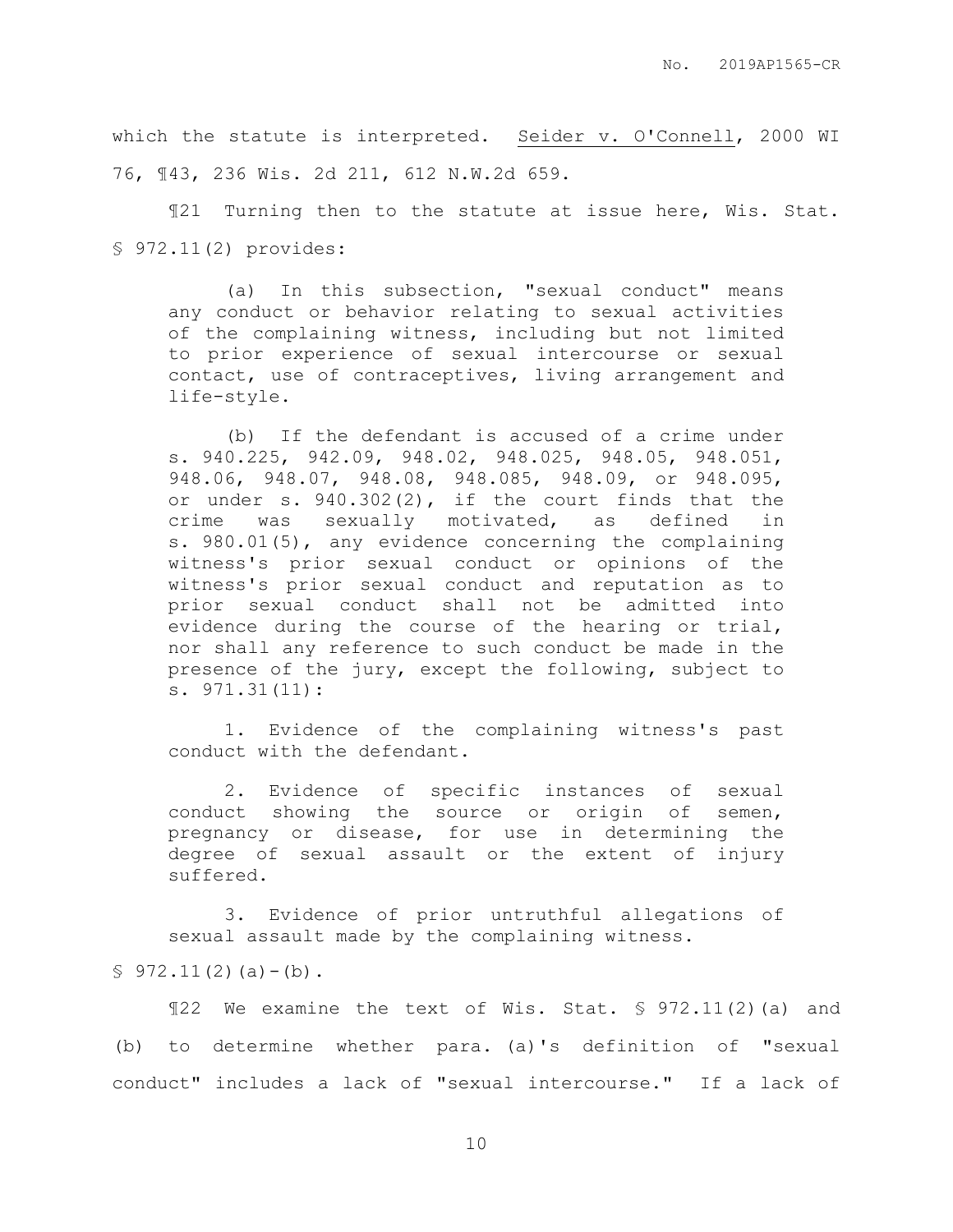which the statute is interpreted. Seider v. O'Connell, 2000 WI 76, ¶43, 236 Wis. 2d 211, 612 N.W.2d 659.

¶21 Turning then to the statute at issue here, Wis. Stat. § 972.11(2) provides:

> (a) In this subsection, "sexual conduct" means any conduct or behavior relating to sexual activities of the complaining witness, including but not limited to prior experience of sexual intercourse or sexual contact, use of contraceptives, living arrangement and life-style.
>
> (b) If the defendant is accused of a crime under s. 940.225, 942.09, 948.02, 948.025, 948.05, 948.051, 948.06, 948.07, 948.08, 948.085, 948.09, or 948.095, or under s. 940.302(2), if the court finds that the crime was sexually motivated, as defined in s. 980.01(5), any evidence concerning the complaining witness's prior sexual conduct or opinions of the witness's prior sexual conduct and reputation as to prior sexual conduct shall not be admitted into evidence during the course of the hearing or trial, nor shall any reference to such conduct be made in the presence of the jury, except the following, subject to s. 971.31(11):
>
> 1. Evidence of the complaining witness's past conduct with the defendant.
>
> 2. Evidence of specific instances of sexual conduct showing the source or origin of semen, pregnancy or disease, for use in determining the degree of sexual assault or the extent of injury suffered.
>
> 3. Evidence of prior untruthful allegations of sexual assault made by the complaining witness.

§ 972.11(2)(a)-(b).

¶22 We examine the text of Wis. Stat. § 972.11(2)(a) and (b) to determine whether para. (a)'s definition of "sexual conduct" includes a lack of "sexual intercourse." If a lack of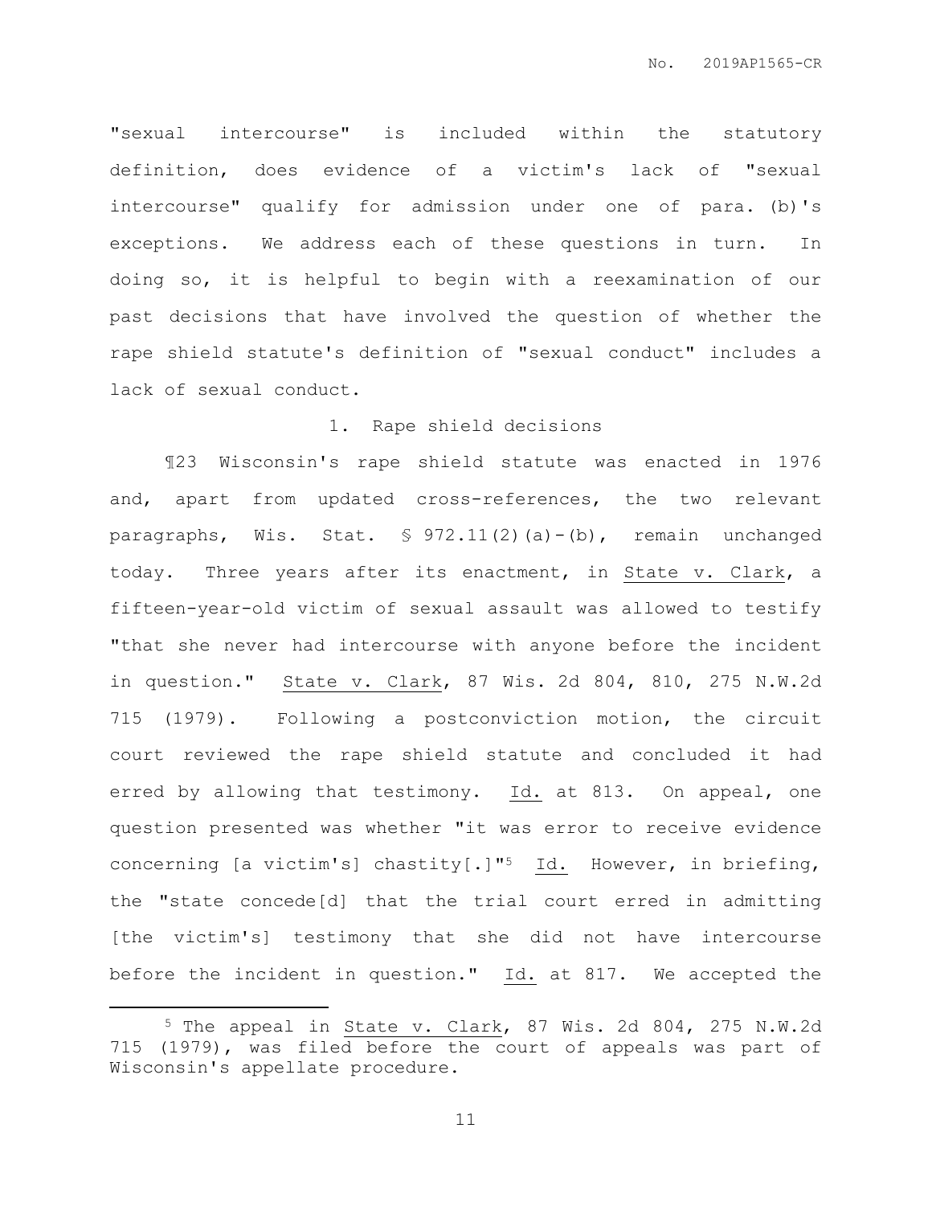"sexual intercourse" is included within the statutory definition, does evidence of a victim's lack of "sexual intercourse" qualify for admission under one of para. (b)'s exceptions. We address each of these questions in turn. In doing so, it is helpful to begin with a reexamination of our past decisions that have involved the question of whether the rape shield statute's definition of "sexual conduct" includes a lack of sexual conduct.

### 1. Rape shield decisions

¶23 Wisconsin's rape shield statute was enacted in 1976 and, apart from updated cross-references, the two relevant paragraphs, Wis. Stat. § 972.11(2)(a)-(b), remain unchanged today. Three years after its enactment, in State v. Clark, a fifteen-year-old victim of sexual assault was allowed to testify "that she never had intercourse with anyone before the incident in question." State v. Clark, 87 Wis. 2d 804, 810, 275 N.W.2d 715 (1979). Following a postconviction motion, the circuit court reviewed the rape shield statute and concluded it had erred by allowing that testimony. Id. at 813. On appeal, one question presented was whether "it was error to receive evidence concerning [a victim's] chastity[.]"[5] Id. However, in briefing, the "state concede[d] that the trial court erred in admitting [the victim's] testimony that she did not have intercourse before the incident in question." Id. at 817. We accepted the

---

[5] The appeal in State v. Clark, 87 Wis. 2d 804, 275 N.W.2d 715 (1979), was filed before the court of appeals was part of Wisconsin's appellate procedure.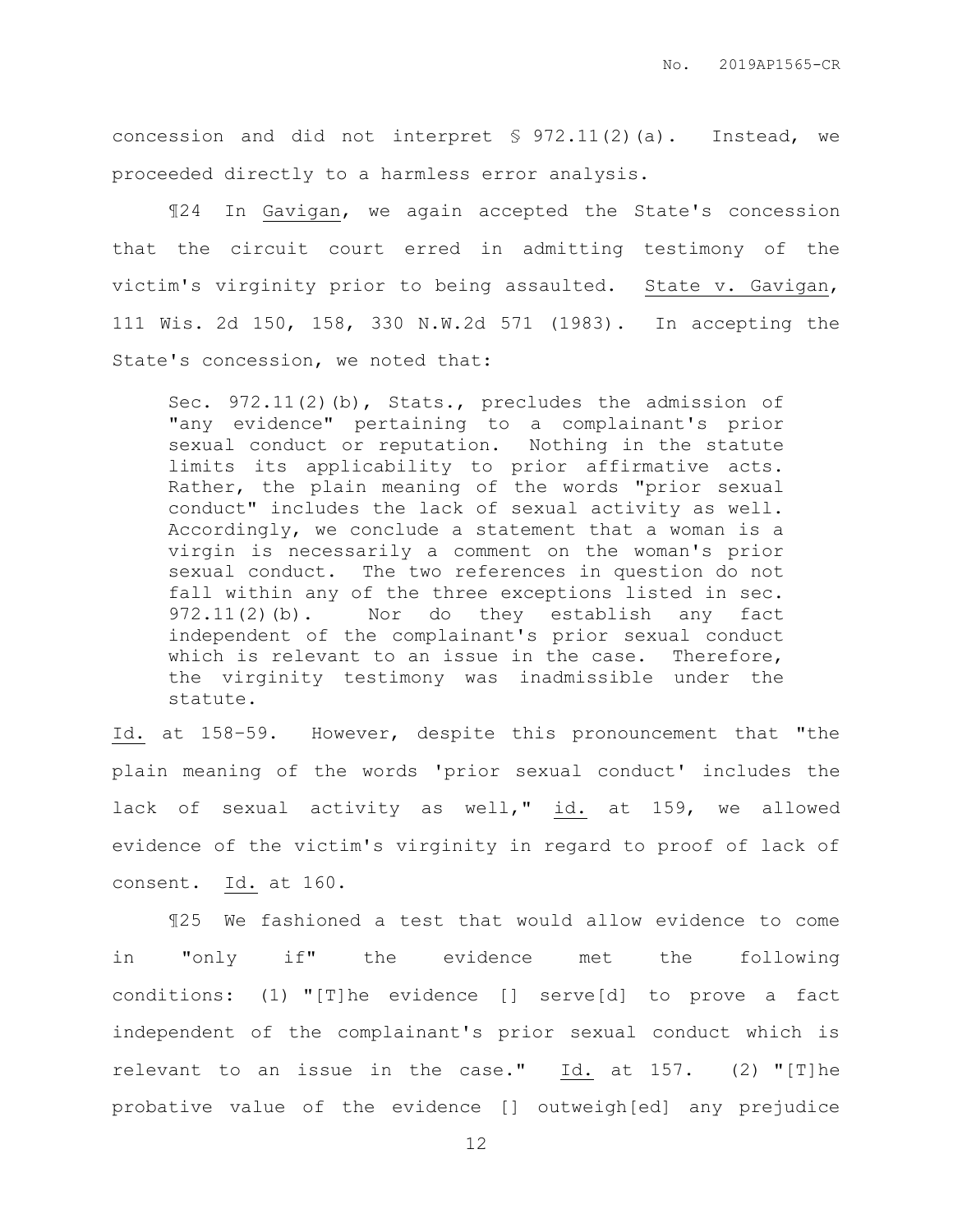concession and did not interpret § 972.11(2)(a). Instead, we proceeded directly to a harmless error analysis.

¶24 In Gavigan, we again accepted the State's concession that the circuit court erred in admitting testimony of the victim's virginity prior to being assaulted. State v. Gavigan, 111 Wis. 2d 150, 158, 330 N.W.2d 571 (1983). In accepting the State's concession, we noted that:

> Sec. 972.11(2)(b), Stats., precludes the admission of "any evidence" pertaining to a complainant's prior sexual conduct or reputation. Nothing in the statute limits its applicability to prior affirmative acts. Rather, the plain meaning of the words "prior sexual conduct" includes the lack of sexual activity as well. Accordingly, we conclude a statement that a woman is a virgin is necessarily a comment on the woman's prior sexual conduct. The two references in question do not fall within any of the three exceptions listed in sec. 972.11(2)(b). Nor do they establish any fact independent of the complainant's prior sexual conduct which is relevant to an issue in the case. Therefore, the virginity testimony was inadmissible under the statute.

Id. at 158–59. However, despite this pronouncement that "the plain meaning of the words 'prior sexual conduct' includes the lack of sexual activity as well," id. at 159, we allowed evidence of the victim's virginity in regard to proof of lack of consent. Id. at 160.

¶25 We fashioned a test that would allow evidence to come in "only if" the evidence met the following conditions: (1) "[T]he evidence [] serve[d] to prove a fact independent of the complainant's prior sexual conduct which is relevant to an issue in the case." Id. at 157. (2) "[T]he probative value of the evidence [] outweigh[ed] any prejudice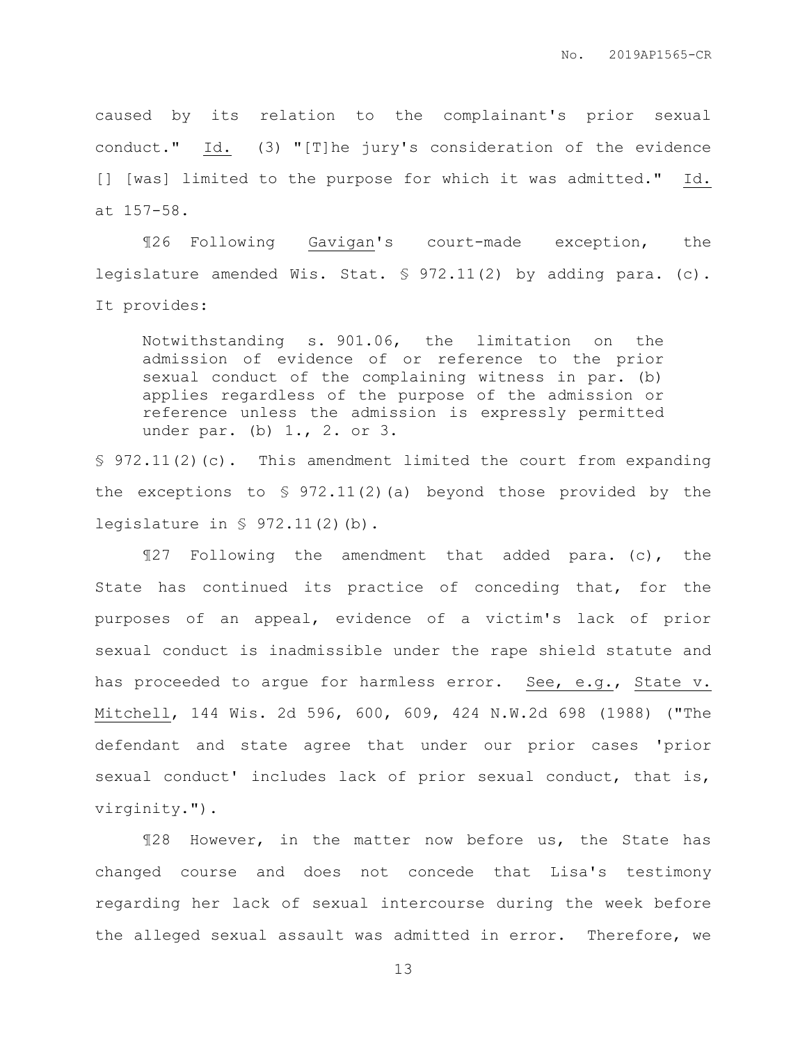caused by its relation to the complainant's prior sexual conduct." Id. (3) "[T]he jury's consideration of the evidence [] [was] limited to the purpose for which it was admitted." Id. at 157-58.

¶26 Following Gavigan's court-made exception, the legislature amended Wis. Stat. § 972.11(2) by adding para. (c). It provides:

> Notwithstanding s. 901.06, the limitation on the admission of evidence of or reference to the prior sexual conduct of the complaining witness in par. (b) applies regardless of the purpose of the admission or reference unless the admission is expressly permitted under par. (b) 1., 2. or 3.

§ 972.11(2)(c). This amendment limited the court from expanding the exceptions to § 972.11(2)(a) beyond those provided by the legislature in § 972.11(2)(b).

¶27 Following the amendment that added para. (c), the State has continued its practice of conceding that, for the purposes of an appeal, evidence of a victim's lack of prior sexual conduct is inadmissible under the rape shield statute and has proceeded to argue for harmless error. See, e.g., State v. Mitchell, 144 Wis. 2d 596, 600, 609, 424 N.W.2d 698 (1988) ("The defendant and state agree that under our prior cases 'prior sexual conduct' includes lack of prior sexual conduct, that is, virginity.").

¶28 However, in the matter now before us, the State has changed course and does not concede that Lisa's testimony regarding her lack of sexual intercourse during the week before the alleged sexual assault was admitted in error. Therefore, we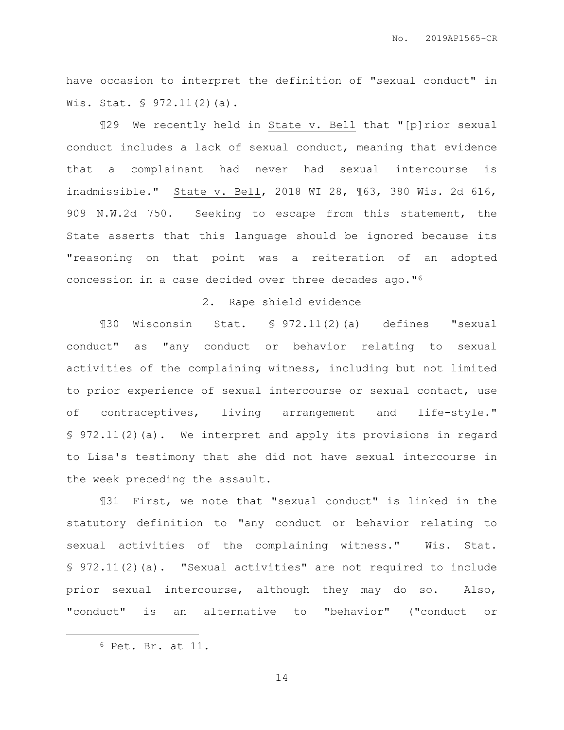have occasion to interpret the definition of "sexual conduct" in Wis. Stat. § 972.11(2)(a).

¶29 We recently held in State v. Bell that "[p]rior sexual conduct includes a lack of sexual conduct, meaning that evidence that a complainant had never had sexual intercourse is inadmissible." State v. Bell, 2018 WI 28, ¶63, 380 Wis. 2d 616, 909 N.W.2d 750. Seeking to escape from this statement, the State asserts that this language should be ignored because its "reasoning on that point was a reiteration of an adopted concession in a case decided over three decades ago."[6]

2. Rape shield evidence

¶30 Wisconsin Stat. § 972.11(2)(a) defines "sexual conduct" as "any conduct or behavior relating to sexual activities of the complaining witness, including but not limited to prior experience of sexual intercourse or sexual contact, use of contraceptives, living arrangement and life-style." § 972.11(2)(a). We interpret and apply its provisions in regard to Lisa's testimony that she did not have sexual intercourse in the week preceding the assault.

¶31 First, we note that "sexual conduct" is linked in the statutory definition to "any conduct or behavior relating to sexual activities of the complaining witness." Wis. Stat. § 972.11(2)(a). "Sexual activities" are not required to include prior sexual intercourse, although they may do so. Also, "conduct" is an alternative to "behavior" ("conduct or

---

[6] Pet. Br. at 11.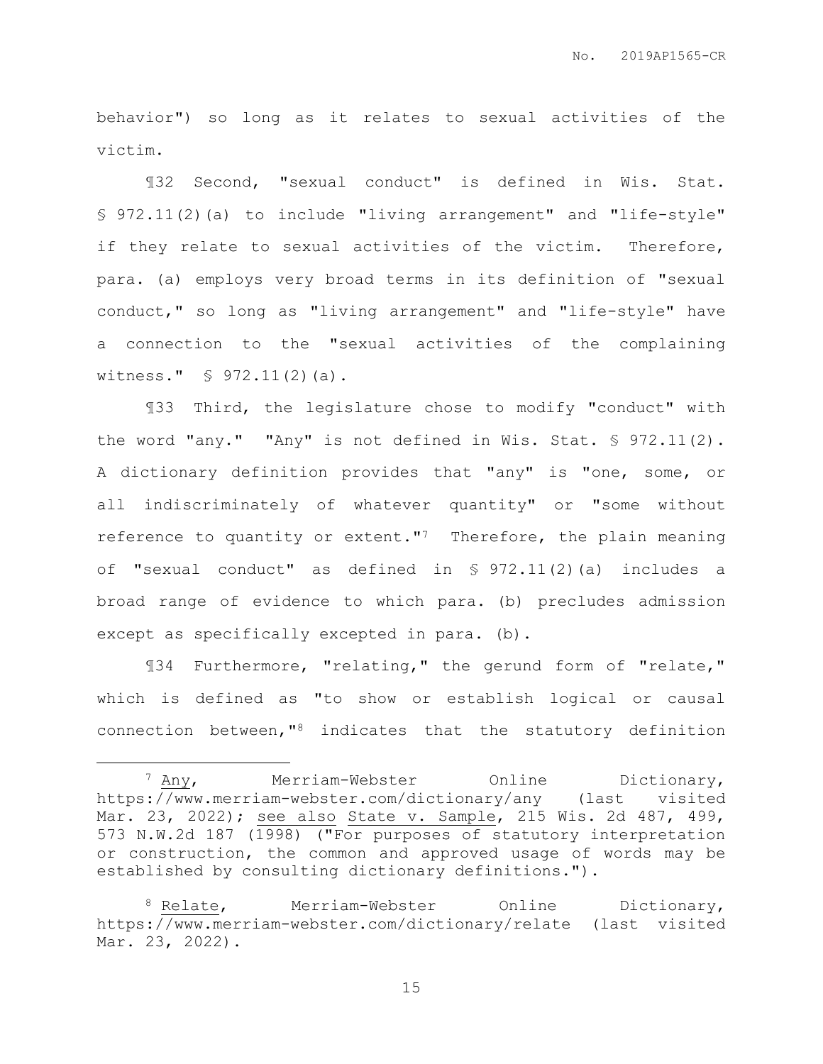behavior") so long as it relates to sexual activities of the victim.

¶32 Second, "sexual conduct" is defined in Wis. Stat. § 972.11(2)(a) to include "living arrangement" and "life-style" if they relate to sexual activities of the victim. Therefore, para. (a) employs very broad terms in its definition of "sexual conduct," so long as "living arrangement" and "life-style" have a connection to the "sexual activities of the complaining witness." § 972.11(2)(a).

¶33 Third, the legislature chose to modify "conduct" with the word "any." "Any" is not defined in Wis. Stat. § 972.11(2). A dictionary definition provides that "any" is "one, some, or all indiscriminately of whatever quantity" or "some without reference to quantity or extent."[7] Therefore, the plain meaning of "sexual conduct" as defined in § 972.11(2)(a) includes a broad range of evidence to which para. (b) precludes admission except as specifically excepted in para. (b).

¶34 Furthermore, "relating," the gerund form of "relate," which is defined as "to show or establish logical or causal connection between,"[8] indicates that the statutory definition

---

[7] Any, Merriam-Webster Online Dictionary, https://www.merriam-webster.com/dictionary/any (last visited Mar. 23, 2022); see also State v. Sample, 215 Wis. 2d 487, 499, 573 N.W.2d 187 (1998) ("For purposes of statutory interpretation or construction, the common and approved usage of words may be established by consulting dictionary definitions.").

[8] Relate, Merriam-Webster Online Dictionary, https://www.merriam-webster.com/dictionary/relate (last visited Mar. 23, 2022).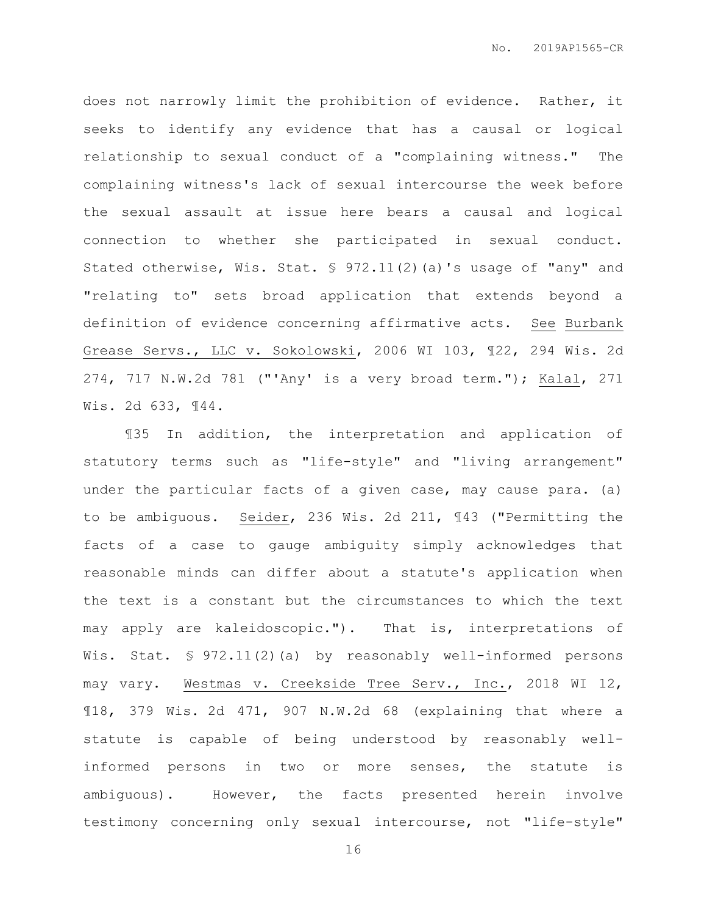does not narrowly limit the prohibition of evidence. Rather, it seeks to identify any evidence that has a causal or logical relationship to sexual conduct of a "complaining witness." The complaining witness's lack of sexual intercourse the week before the sexual assault at issue here bears a causal and logical connection to whether she participated in sexual conduct. Stated otherwise, Wis. Stat. § 972.11(2)(a)'s usage of "any" and "relating to" sets broad application that extends beyond a definition of evidence concerning affirmative acts. See Burbank Grease Servs., LLC v. Sokolowski, 2006 WI 103, ¶22, 294 Wis. 2d 274, 717 N.W.2d 781 ("'Any' is a very broad term."); Kalal, 271 Wis. 2d 633, ¶44.

¶35 In addition, the interpretation and application of statutory terms such as "life-style" and "living arrangement" under the particular facts of a given case, may cause para. (a) to be ambiguous. Seider, 236 Wis. 2d 211, ¶43 ("Permitting the facts of a case to gauge ambiguity simply acknowledges that reasonable minds can differ about a statute's application when the text is a constant but the circumstances to which the text may apply are kaleidoscopic."). That is, interpretations of Wis. Stat. § 972.11(2)(a) by reasonably well-informed persons may vary. Westmas v. Creekside Tree Serv., Inc., 2018 WI 12, ¶18, 379 Wis. 2d 471, 907 N.W.2d 68 (explaining that where a statute is capable of being understood by reasonably well-informed persons in two or more senses, the statute is ambiguous). However, the facts presented herein involve testimony concerning only sexual intercourse, not "life-style"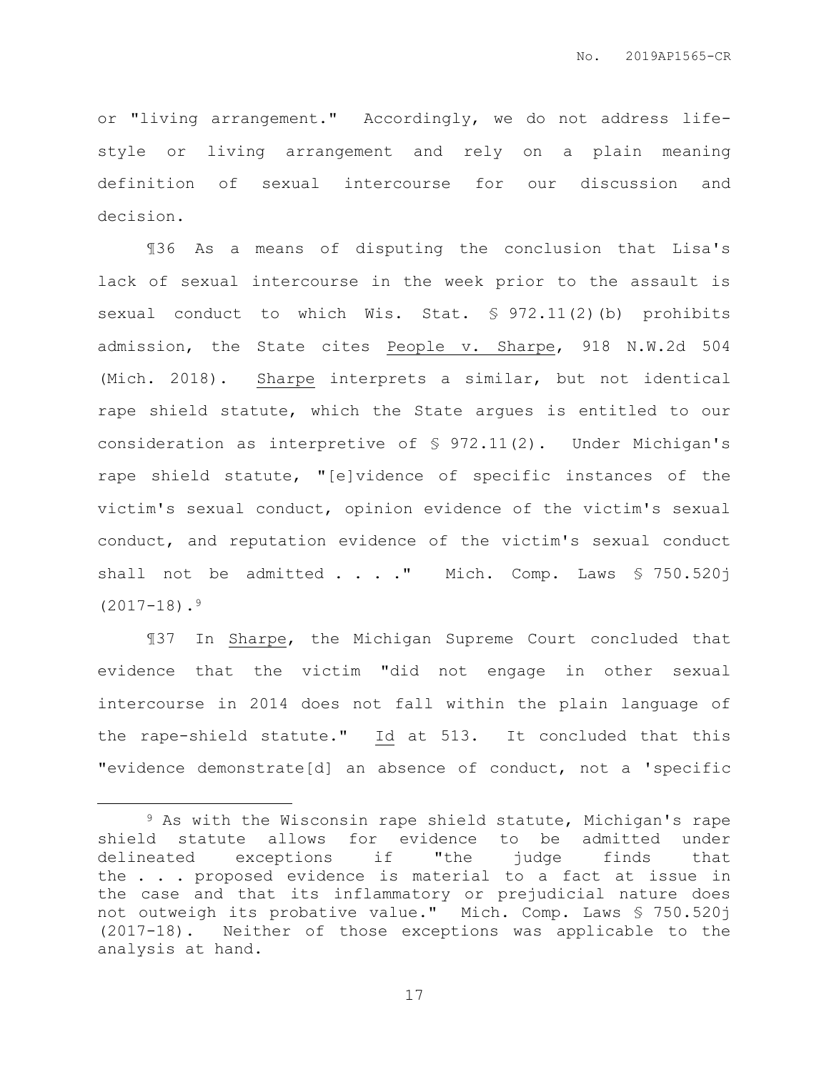or "living arrangement." Accordingly, we do not address life-style or living arrangement and rely on a plain meaning definition of sexual intercourse for our discussion and decision.

¶36 As a means of disputing the conclusion that Lisa's lack of sexual intercourse in the week prior to the assault is sexual conduct to which Wis. Stat. § 972.11(2)(b) prohibits admission, the State cites People v. Sharpe, 918 N.W.2d 504 (Mich. 2018). Sharpe interprets a similar, but not identical rape shield statute, which the State argues is entitled to our consideration as interpretive of § 972.11(2). Under Michigan's rape shield statute, "[e]vidence of specific instances of the victim's sexual conduct, opinion evidence of the victim's sexual conduct, and reputation evidence of the victim's sexual conduct shall not be admitted . . . ." Mich. Comp. Laws § 750.520j (2017-18).[9]

¶37 In Sharpe, the Michigan Supreme Court concluded that evidence that the victim "did not engage in other sexual intercourse in 2014 does not fall within the plain language of the rape-shield statute." Id at 513. It concluded that this "evidence demonstrate[d] an absence of conduct, not a 'specific

---

[9] As with the Wisconsin rape shield statute, Michigan's rape shield statute allows for evidence to be admitted under delineated exceptions if "the judge finds that the . . . proposed evidence is material to a fact at issue in the case and that its inflammatory or prejudicial nature does not outweigh its probative value." Mich. Comp. Laws § 750.520j (2017-18). Neither of those exceptions was applicable to the analysis at hand.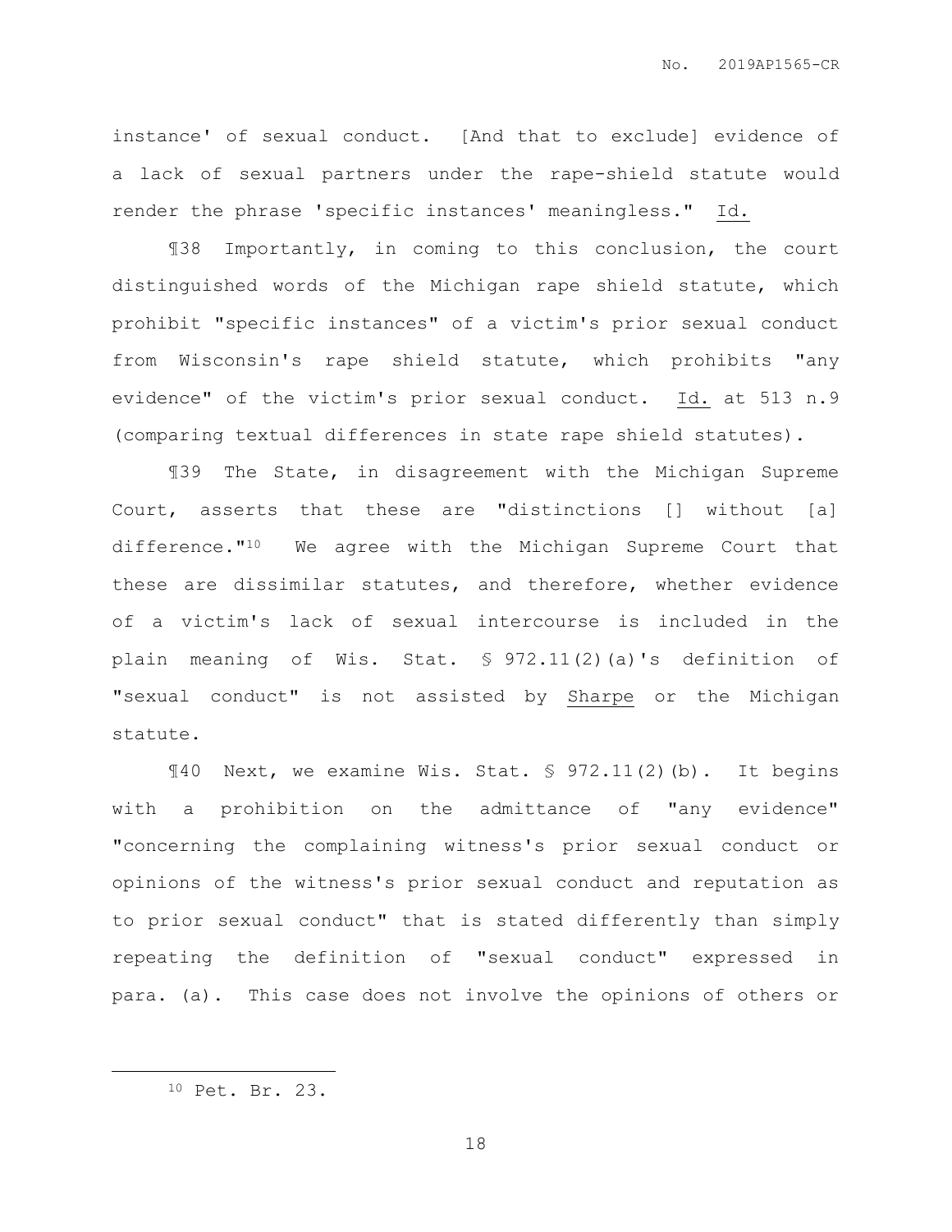instance' of sexual conduct. [And that to exclude] evidence of a lack of sexual partners under the rape-shield statute would render the phrase 'specific instances' meaningless." Id.

¶38 Importantly, in coming to this conclusion, the court distinguished words of the Michigan rape shield statute, which prohibit "specific instances" of a victim's prior sexual conduct from Wisconsin's rape shield statute, which prohibits "any evidence" of the victim's prior sexual conduct. Id. at 513 n.9 (comparing textual differences in state rape shield statutes).

¶39 The State, in disagreement with the Michigan Supreme Court, asserts that these are "distinctions [] without [a] difference."[10] We agree with the Michigan Supreme Court that these are dissimilar statutes, and therefore, whether evidence of a victim's lack of sexual intercourse is included in the plain meaning of Wis. Stat. § 972.11(2)(a)'s definition of "sexual conduct" is not assisted by Sharpe or the Michigan statute.

¶40 Next, we examine Wis. Stat. § 972.11(2)(b). It begins with a prohibition on the admittance of "any evidence" "concerning the complaining witness's prior sexual conduct or opinions of the witness's prior sexual conduct and reputation as to prior sexual conduct" that is stated differently than simply repeating the definition of "sexual conduct" expressed in para. (a). This case does not involve the opinions of others or

---

[10] Pet. Br. 23.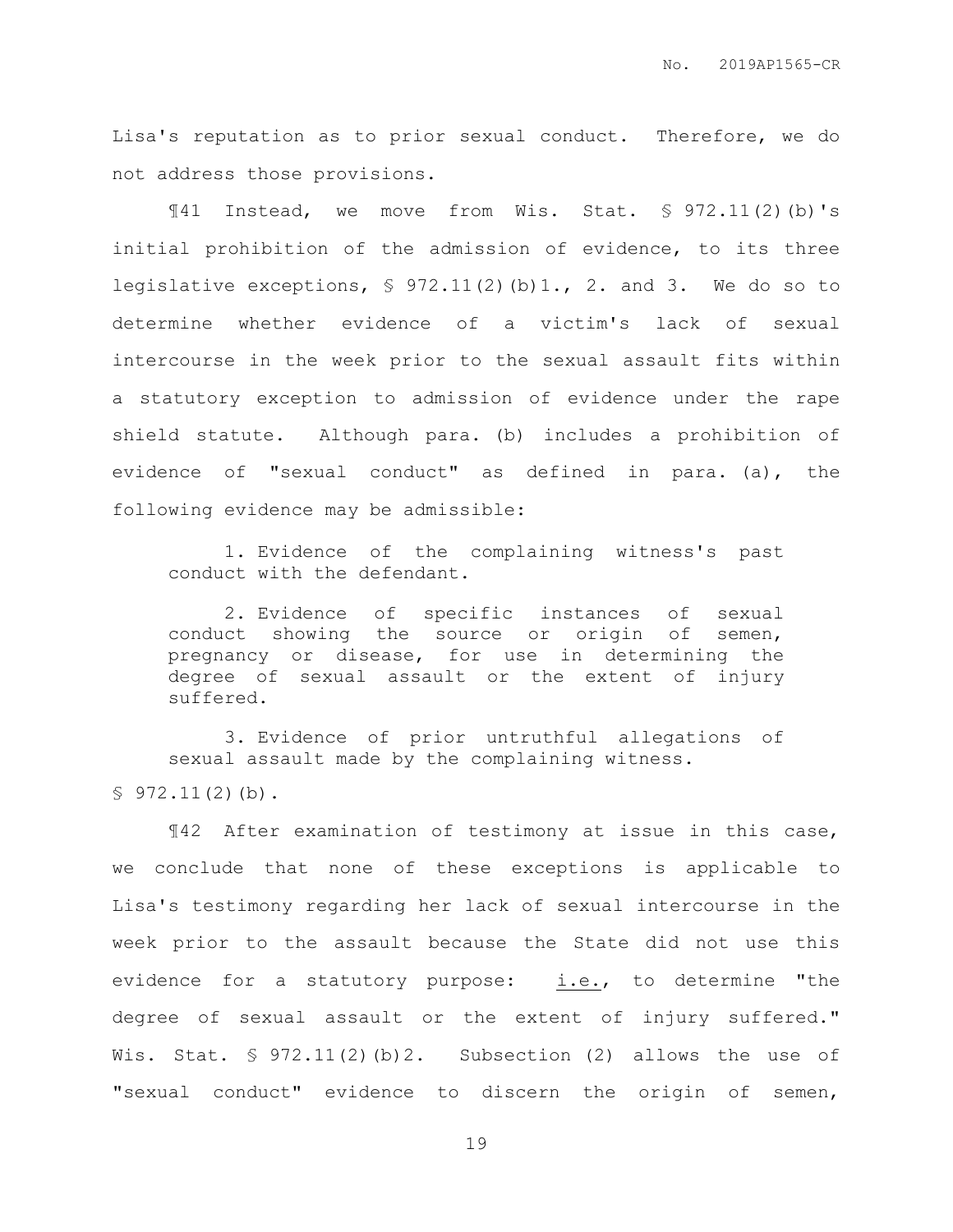Lisa's reputation as to prior sexual conduct. Therefore, we do not address those provisions.

¶41 Instead, we move from Wis. Stat. § 972.11(2)(b)'s initial prohibition of the admission of evidence, to its three legislative exceptions, § 972.11(2)(b)1., 2. and 3. We do so to determine whether evidence of a victim's lack of sexual intercourse in the week prior to the sexual assault fits within a statutory exception to admission of evidence under the rape shield statute. Although para. (b) includes a prohibition of evidence of "sexual conduct" as defined in para. (a), the following evidence may be admissible:

> 1. Evidence of the complaining witness's past conduct with the defendant.
>
> 2. Evidence of specific instances of sexual conduct showing the source or origin of semen, pregnancy or disease, for use in determining the degree of sexual assault or the extent of injury suffered.
>
> 3. Evidence of prior untruthful allegations of sexual assault made by the complaining witness.

§ 972.11(2)(b).

¶42 After examination of testimony at issue in this case, we conclude that none of these exceptions is applicable to Lisa's testimony regarding her lack of sexual intercourse in the week prior to the assault because the State did not use this evidence for a statutory purpose: i.e., to determine "the degree of sexual assault or the extent of injury suffered." Wis. Stat. § 972.11(2)(b)2. Subsection (2) allows the use of "sexual conduct" evidence to discern the origin of semen,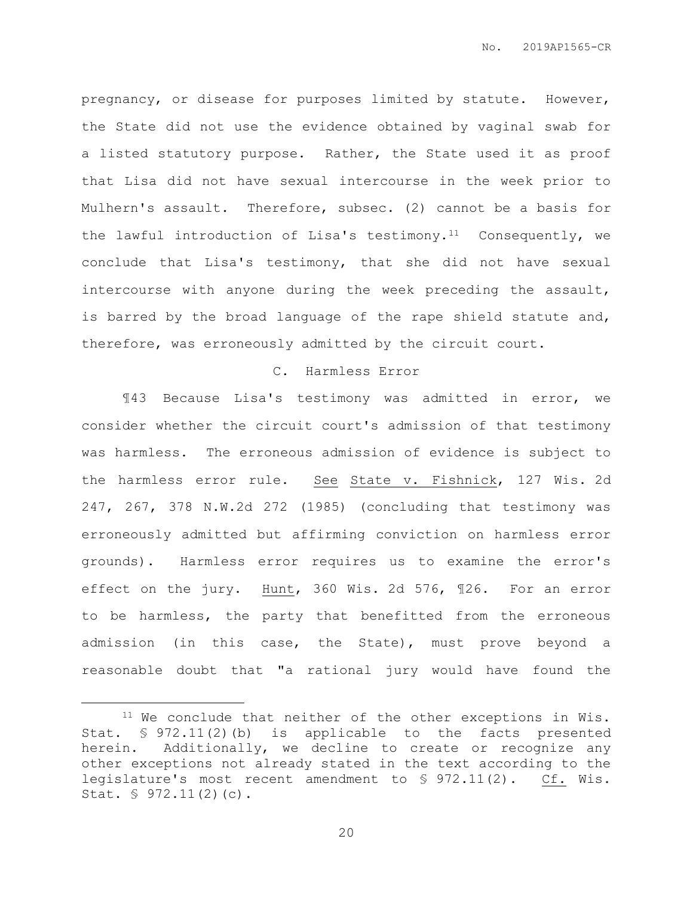pregnancy, or disease for purposes limited by statute. However, the State did not use the evidence obtained by vaginal swab for a listed statutory purpose. Rather, the State used it as proof that Lisa did not have sexual intercourse in the week prior to Mulhern's assault. Therefore, subsec. (2) cannot be a basis for the lawful introduction of Lisa's testimony.[11] Consequently, we conclude that Lisa's testimony, that she did not have sexual intercourse with anyone during the week preceding the assault, is barred by the broad language of the rape shield statute and, therefore, was erroneously admitted by the circuit court.

### C. Harmless Error

¶43 Because Lisa's testimony was admitted in error, we consider whether the circuit court's admission of that testimony was harmless. The erroneous admission of evidence is subject to the harmless error rule. See State v. Fishnick, 127 Wis. 2d 247, 267, 378 N.W.2d 272 (1985) (concluding that testimony was erroneously admitted but affirming conviction on harmless error grounds). Harmless error requires us to examine the error's effect on the jury. Hunt, 360 Wis. 2d 576, ¶26. For an error to be harmless, the party that benefitted from the erroneous admission (in this case, the State), must prove beyond a reasonable doubt that "a rational jury would have found the

---

[11] We conclude that neither of the other exceptions in Wis. Stat. § 972.11(2)(b) is applicable to the facts presented herein. Additionally, we decline to create or recognize any other exceptions not already stated in the text according to the legislature's most recent amendment to § 972.11(2). Cf. Wis. Stat. § 972.11(2)(c).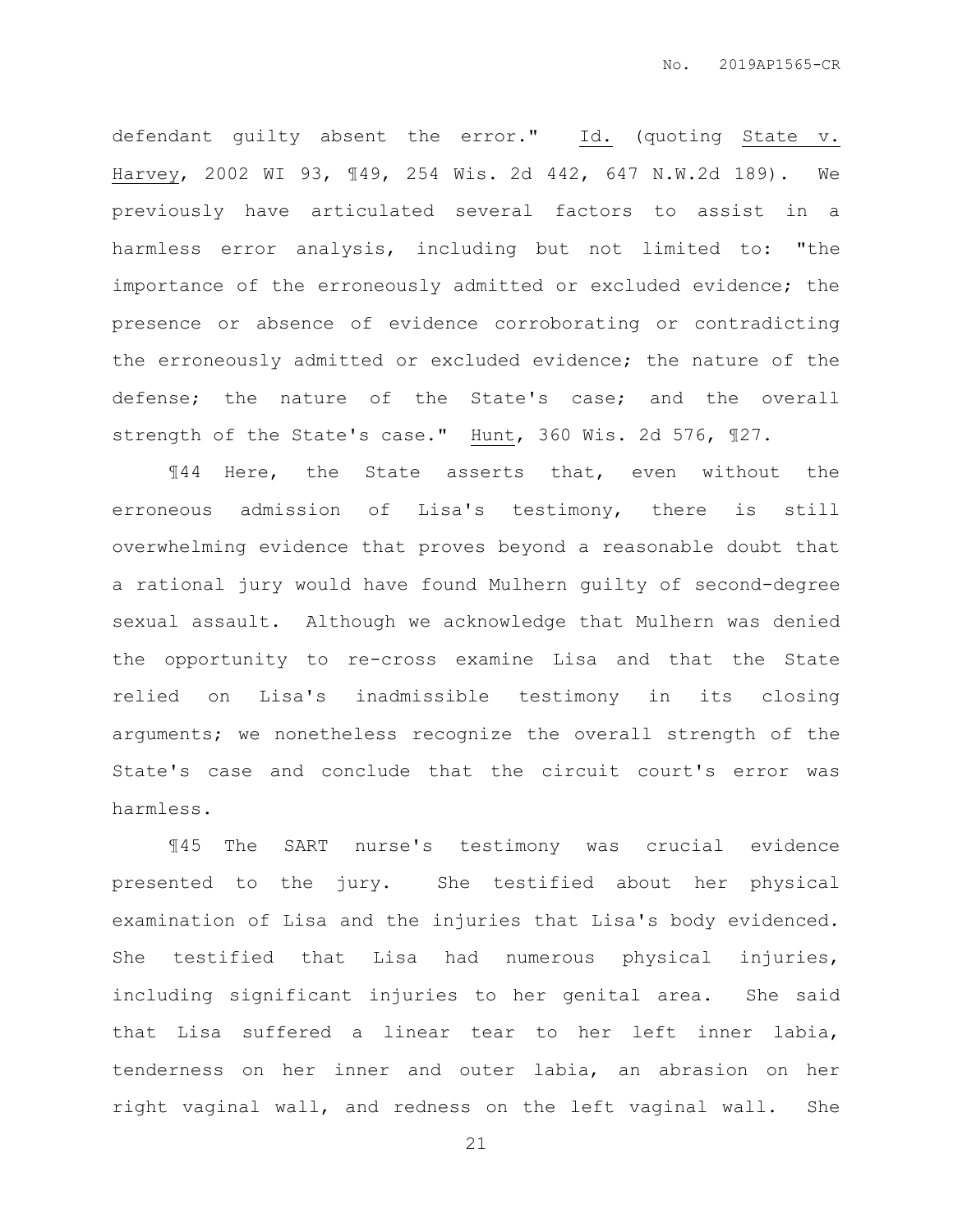defendant guilty absent the error." Id. (quoting State v. Harvey, 2002 WI 93, ¶49, 254 Wis. 2d 442, 647 N.W.2d 189). We previously have articulated several factors to assist in a harmless error analysis, including but not limited to: "the importance of the erroneously admitted or excluded evidence; the presence or absence of evidence corroborating or contradicting the erroneously admitted or excluded evidence; the nature of the defense; the nature of the State's case; and the overall strength of the State's case." Hunt, 360 Wis. 2d 576, ¶27.

¶44 Here, the State asserts that, even without the erroneous admission of Lisa's testimony, there is still overwhelming evidence that proves beyond a reasonable doubt that a rational jury would have found Mulhern guilty of second-degree sexual assault. Although we acknowledge that Mulhern was denied the opportunity to re-cross examine Lisa and that the State relied on Lisa's inadmissible testimony in its closing arguments; we nonetheless recognize the overall strength of the State's case and conclude that the circuit court's error was harmless.

¶45 The SART nurse's testimony was crucial evidence presented to the jury. She testified about her physical examination of Lisa and the injuries that Lisa's body evidenced. She testified that Lisa had numerous physical injuries, including significant injuries to her genital area. She said that Lisa suffered a linear tear to her left inner labia, tenderness on her inner and outer labia, an abrasion on her right vaginal wall, and redness on the left vaginal wall. She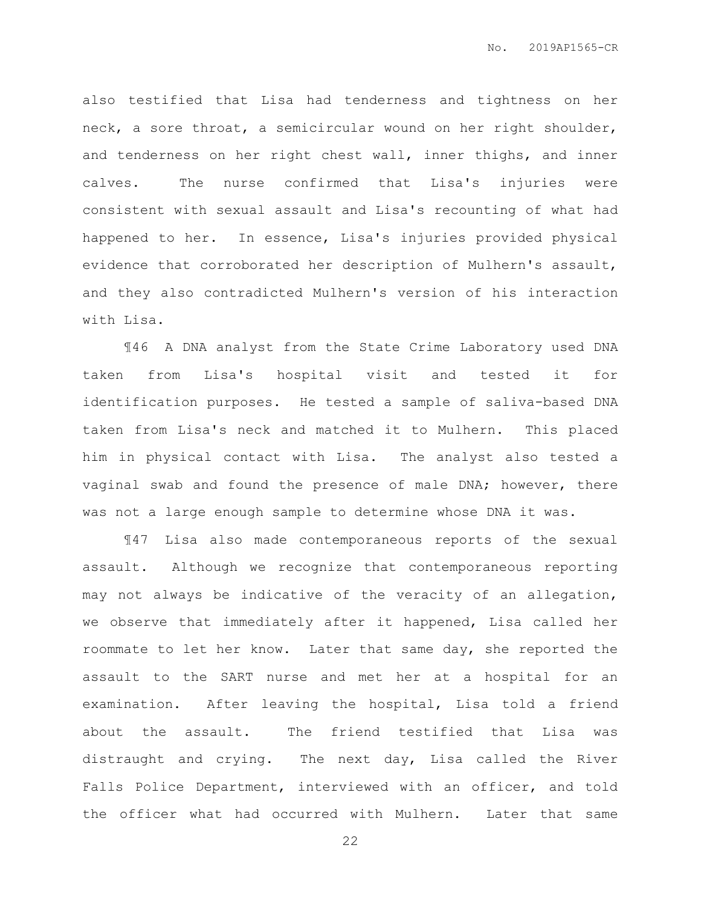also testified that Lisa had tenderness and tightness on her neck, a sore throat, a semicircular wound on her right shoulder, and tenderness on her right chest wall, inner thighs, and inner calves. The nurse confirmed that Lisa's injuries were consistent with sexual assault and Lisa's recounting of what had happened to her. In essence, Lisa's injuries provided physical evidence that corroborated her description of Mulhern's assault, and they also contradicted Mulhern's version of his interaction with Lisa.

¶46 A DNA analyst from the State Crime Laboratory used DNA taken from Lisa's hospital visit and tested it for identification purposes. He tested a sample of saliva-based DNA taken from Lisa's neck and matched it to Mulhern. This placed him in physical contact with Lisa. The analyst also tested a vaginal swab and found the presence of male DNA; however, there was not a large enough sample to determine whose DNA it was.

¶47 Lisa also made contemporaneous reports of the sexual assault. Although we recognize that contemporaneous reporting may not always be indicative of the veracity of an allegation, we observe that immediately after it happened, Lisa called her roommate to let her know. Later that same day, she reported the assault to the SART nurse and met her at a hospital for an examination. After leaving the hospital, Lisa told a friend about the assault. The friend testified that Lisa was distraught and crying. The next day, Lisa called the River Falls Police Department, interviewed with an officer, and told the officer what had occurred with Mulhern. Later that same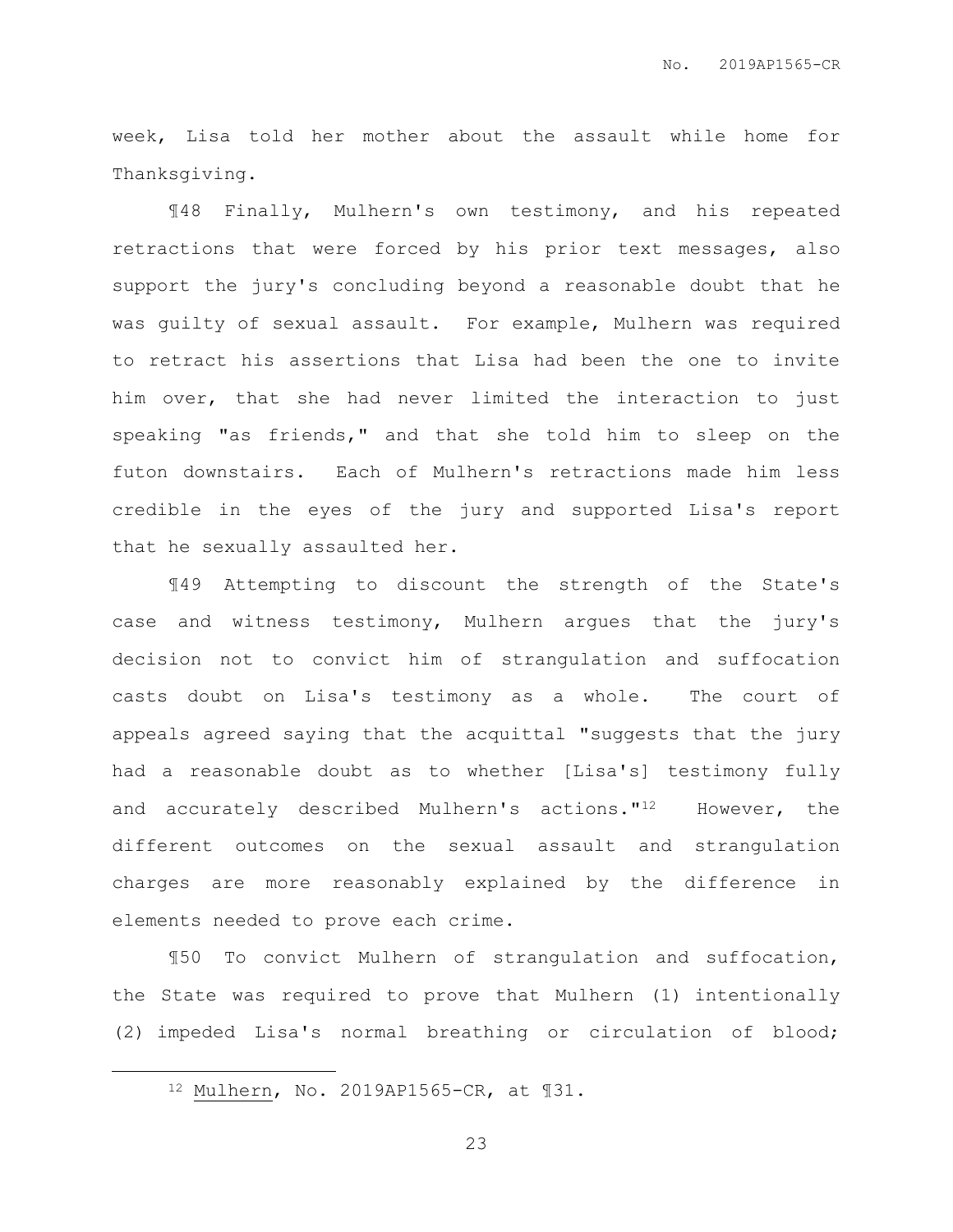week, Lisa told her mother about the assault while home for Thanksgiving.

¶48 Finally, Mulhern's own testimony, and his repeated retractions that were forced by his prior text messages, also support the jury's concluding beyond a reasonable doubt that he was guilty of sexual assault. For example, Mulhern was required to retract his assertions that Lisa had been the one to invite him over, that she had never limited the interaction to just speaking "as friends," and that she told him to sleep on the futon downstairs. Each of Mulhern's retractions made him less credible in the eyes of the jury and supported Lisa's report that he sexually assaulted her.

¶49 Attempting to discount the strength of the State's case and witness testimony, Mulhern argues that the jury's decision not to convict him of strangulation and suffocation casts doubt on Lisa's testimony as a whole. The court of appeals agreed saying that the acquittal "suggests that the jury had a reasonable doubt as to whether [Lisa's] testimony fully and accurately described Mulhern's actions."[12] However, the different outcomes on the sexual assault and strangulation charges are more reasonably explained by the difference in elements needed to prove each crime.

¶50 To convict Mulhern of strangulation and suffocation, the State was required to prove that Mulhern (1) intentionally (2) impeded Lisa's normal breathing or circulation of blood;

---

[12] Mulhern, No. 2019AP1565-CR, at ¶31.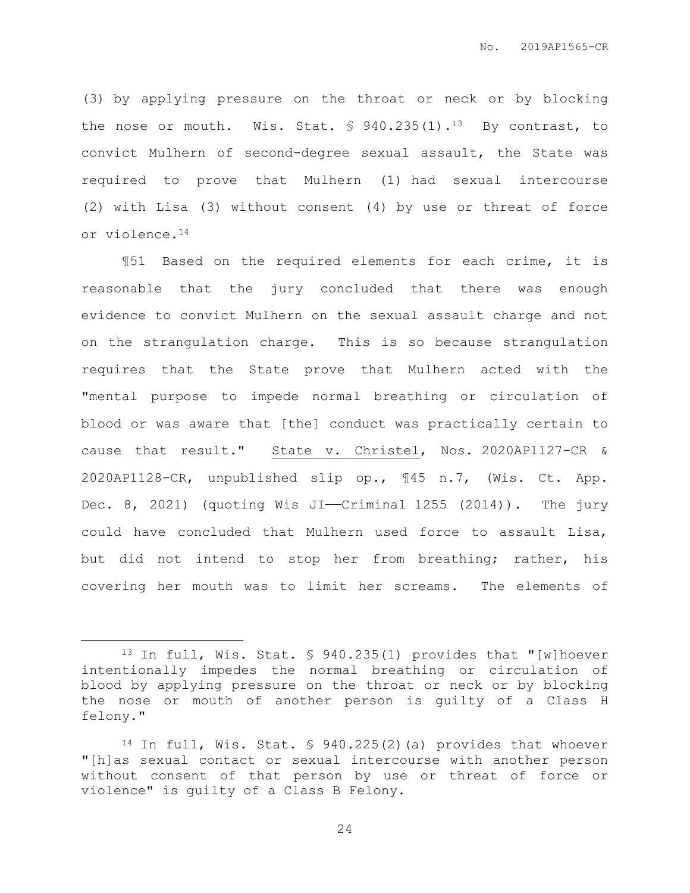(3) by applying pressure on the throat or neck or by blocking the nose or mouth. Wis. Stat. § 940.235(1).[13] By contrast, to convict Mulhern of second-degree sexual assault, the State was required to prove that Mulhern (1) had sexual intercourse (2) with Lisa (3) without consent (4) by use or threat of force or violence.[14]

¶51 Based on the required elements for each crime, it is reasonable that the jury concluded that there was enough evidence to convict Mulhern on the sexual assault charge and not on the strangulation charge. This is so because strangulation requires that the State prove that Mulhern acted with the "mental purpose to impede normal breathing or circulation of blood or was aware that [the] conduct was practically certain to cause that result." State v. Christel, Nos. 2020AP1127-CR & 2020AP1128-CR, unpublished slip op., ¶45 n.7, (Wis. Ct. App. Dec. 8, 2021) (quoting Wis JI——Criminal 1255 (2014)). The jury could have concluded that Mulhern used force to assault Lisa, but did not intend to stop her from breathing; rather, his covering her mouth was to limit her screams. The elements of

---

[13] In full, Wis. Stat. § 940.235(1) provides that "[w]hoever intentionally impedes the normal breathing or circulation of blood by applying pressure on the throat or neck or by blocking the nose or mouth of another person is guilty of a Class H felony."

[14] In full, Wis. Stat. § 940.225(2)(a) provides that whoever "[h]as sexual contact or sexual intercourse with another person without consent of that person by use or threat of force or violence" is guilty of a Class B Felony.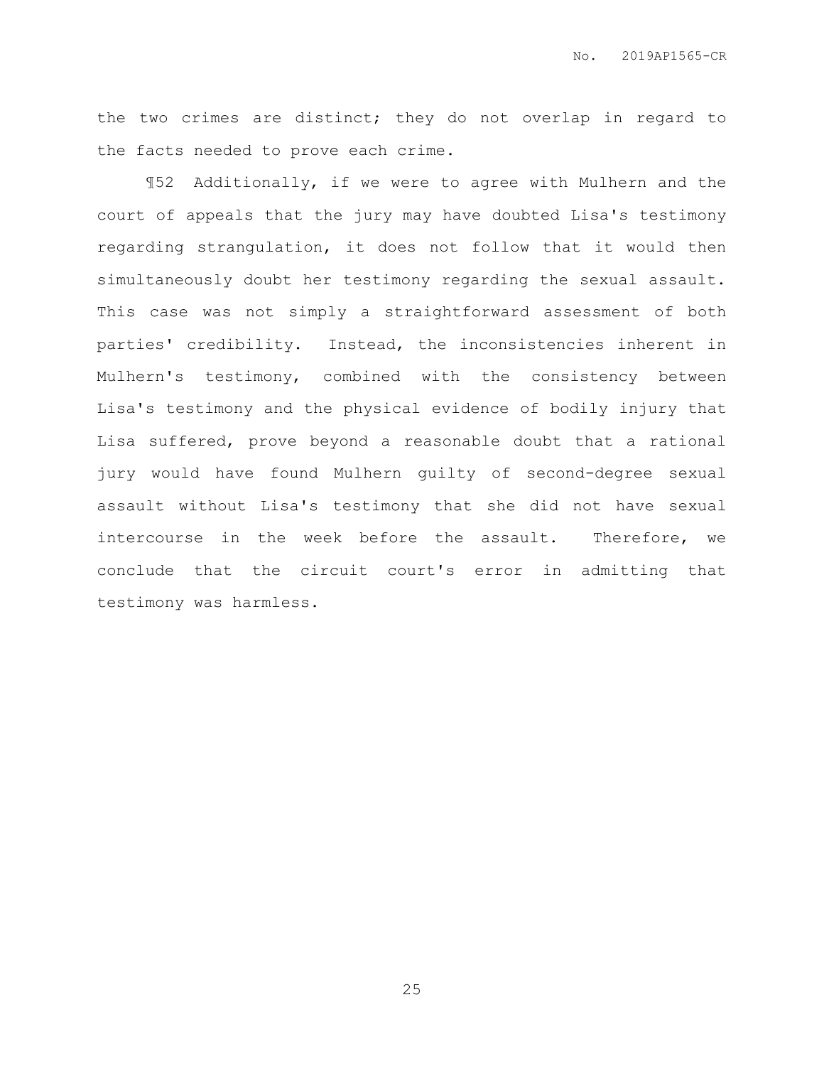the two crimes are distinct; they do not overlap in regard to the facts needed to prove each crime.

¶52 Additionally, if we were to agree with Mulhern and the court of appeals that the jury may have doubted Lisa's testimony regarding strangulation, it does not follow that it would then simultaneously doubt her testimony regarding the sexual assault. This case was not simply a straightforward assessment of both parties' credibility. Instead, the inconsistencies inherent in Mulhern's testimony, combined with the consistency between Lisa's testimony and the physical evidence of bodily injury that Lisa suffered, prove beyond a reasonable doubt that a rational jury would have found Mulhern guilty of second-degree sexual assault without Lisa's testimony that she did not have sexual intercourse in the week before the assault. Therefore, we conclude that the circuit court's error in admitting that testimony was harmless.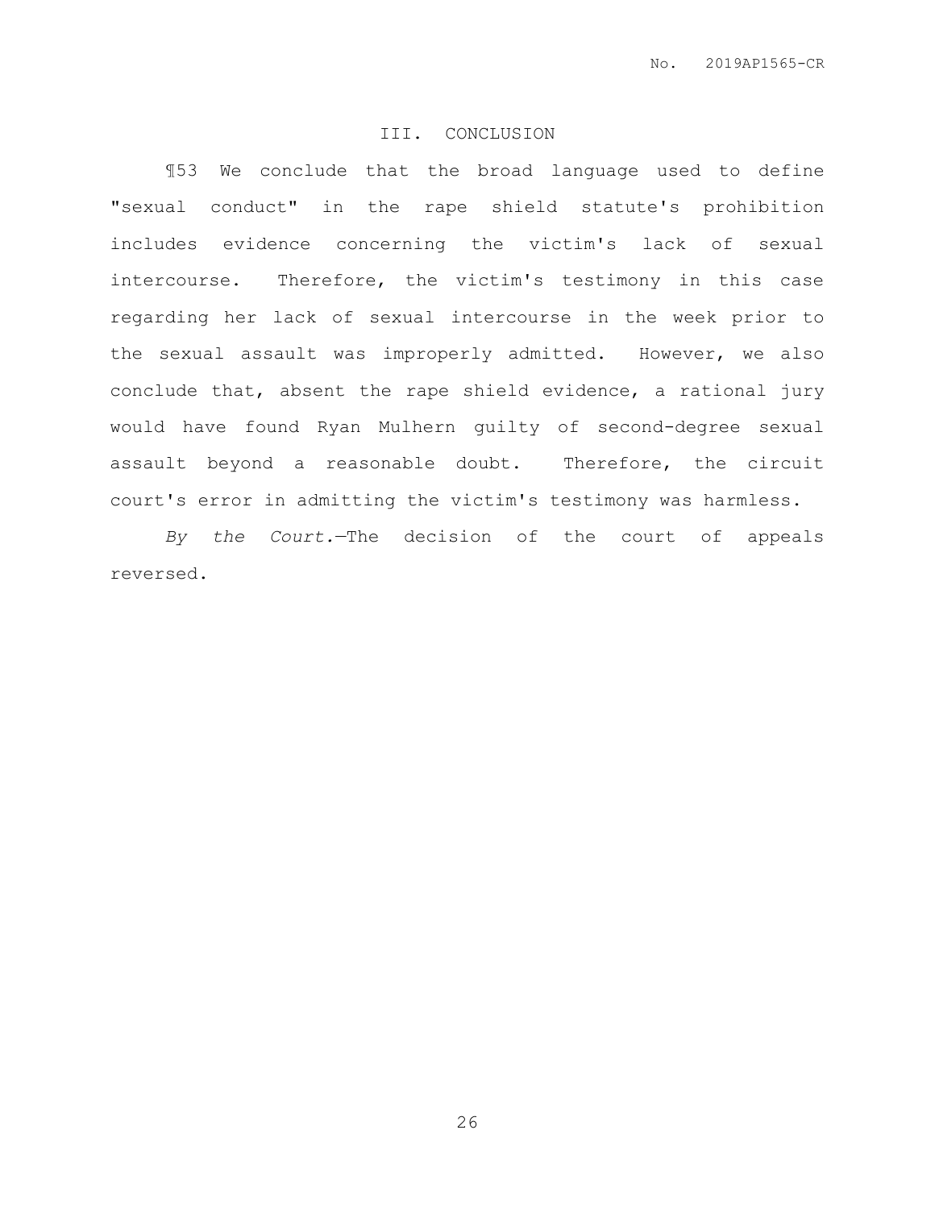## III. CONCLUSION

¶53 We conclude that the broad language used to define "sexual conduct" in the rape shield statute's prohibition includes evidence concerning the victim's lack of sexual intercourse. Therefore, the victim's testimony in this case regarding her lack of sexual intercourse in the week prior to the sexual assault was improperly admitted. However, we also conclude that, absent the rape shield evidence, a rational jury would have found Ryan Mulhern guilty of second-degree sexual assault beyond a reasonable doubt. Therefore, the circuit court's error in admitting the victim's testimony was harmless.

*By the Court.*—The decision of the court of appeals reversed.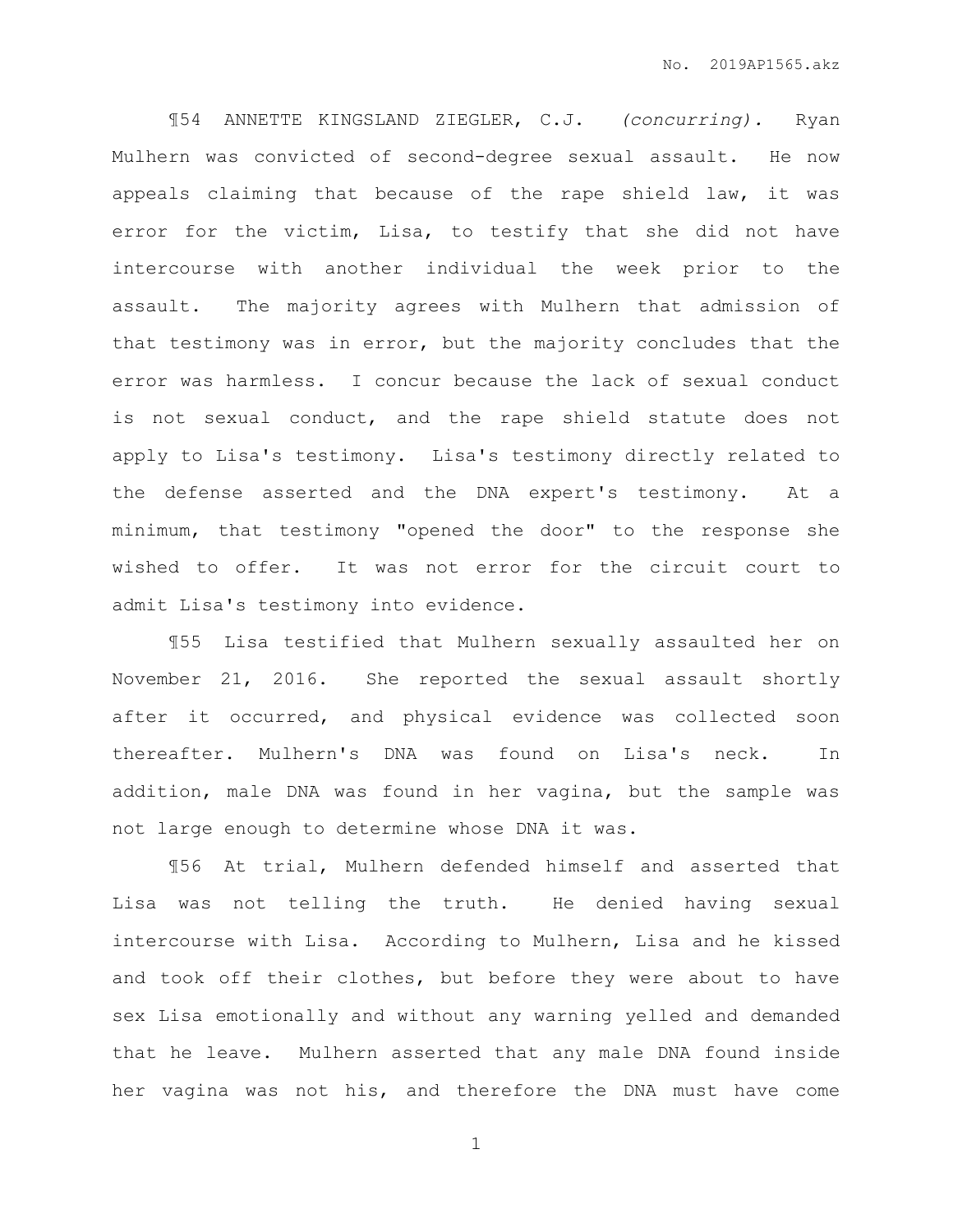¶54 ANNETTE KINGSLAND ZIEGLER, C.J. *(concurring).* Ryan Mulhern was convicted of second-degree sexual assault. He now appeals claiming that because of the rape shield law, it was error for the victim, Lisa, to testify that she did not have intercourse with another individual the week prior to the assault. The majority agrees with Mulhern that admission of that testimony was in error, but the majority concludes that the error was harmless. I concur because the lack of sexual conduct is not sexual conduct, and the rape shield statute does not apply to Lisa's testimony. Lisa's testimony directly related to the defense asserted and the DNA expert's testimony. At a minimum, that testimony "opened the door" to the response she wished to offer. It was not error for the circuit court to admit Lisa's testimony into evidence.

¶55 Lisa testified that Mulhern sexually assaulted her on November 21, 2016. She reported the sexual assault shortly after it occurred, and physical evidence was collected soon thereafter. Mulhern's DNA was found on Lisa's neck. In addition, male DNA was found in her vagina, but the sample was not large enough to determine whose DNA it was.

¶56 At trial, Mulhern defended himself and asserted that Lisa was not telling the truth. He denied having sexual intercourse with Lisa. According to Mulhern, Lisa and he kissed and took off their clothes, but before they were about to have sex Lisa emotionally and without any warning yelled and demanded that he leave. Mulhern asserted that any male DNA found inside her vagina was not his, and therefore the DNA must have come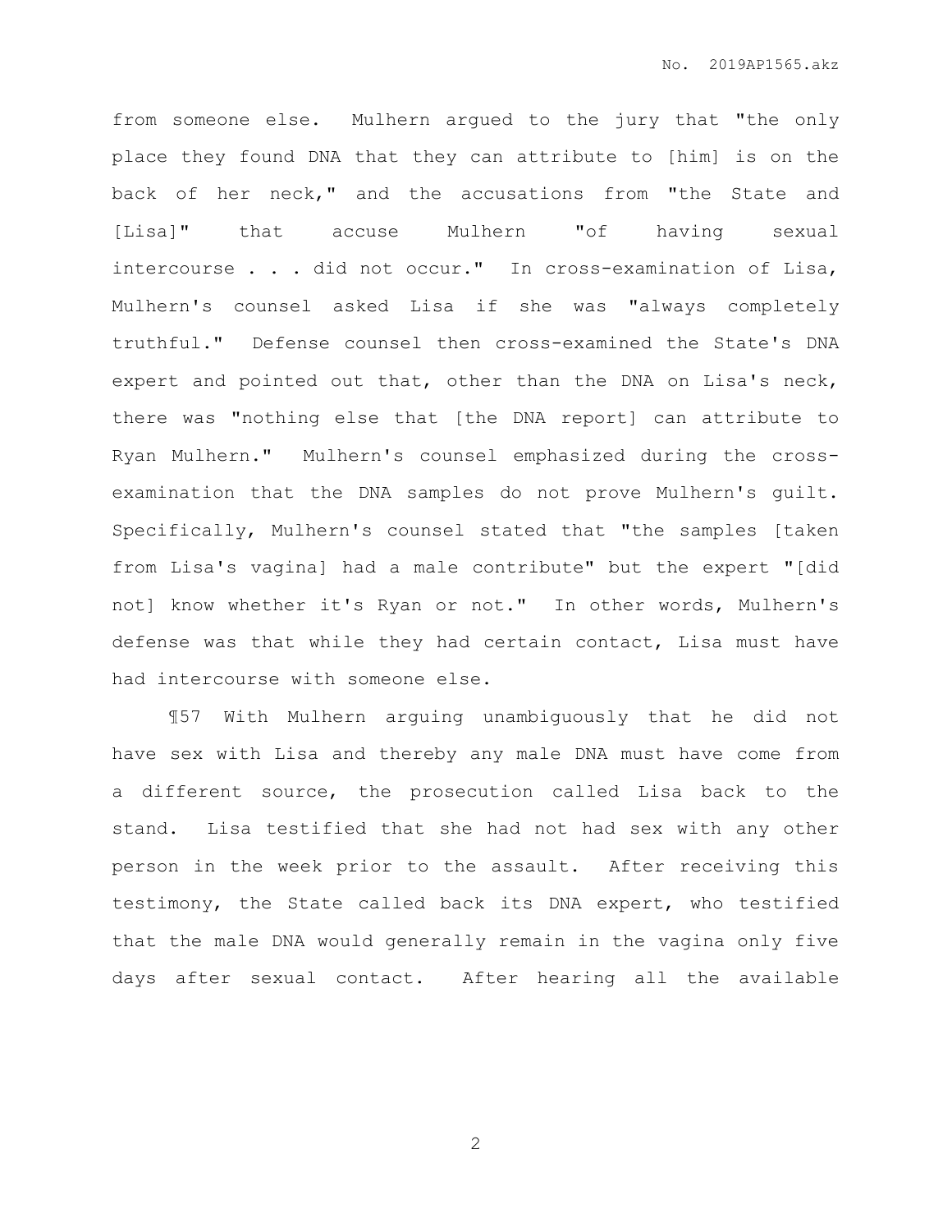from someone else. Mulhern argued to the jury that "the only place they found DNA that they can attribute to [him] is on the back of her neck," and the accusations from "the State and [Lisa]" that accuse Mulhern "of having sexual intercourse . . . did not occur." In cross-examination of Lisa, Mulhern's counsel asked Lisa if she was "always completely truthful." Defense counsel then cross-examined the State's DNA expert and pointed out that, other than the DNA on Lisa's neck, there was "nothing else that [the DNA report] can attribute to Ryan Mulhern." Mulhern's counsel emphasized during the cross-examination that the DNA samples do not prove Mulhern's guilt. Specifically, Mulhern's counsel stated that "the samples [taken from Lisa's vagina] had a male contribute" but the expert "[did not] know whether it's Ryan or not." In other words, Mulhern's defense was that while they had certain contact, Lisa must have had intercourse with someone else.

¶57 With Mulhern arguing unambiguously that he did not have sex with Lisa and thereby any male DNA must have come from a different source, the prosecution called Lisa back to the stand. Lisa testified that she had not had sex with any other person in the week prior to the assault. After receiving this testimony, the State called back its DNA expert, who testified that the male DNA would generally remain in the vagina only five days after sexual contact. After hearing all the available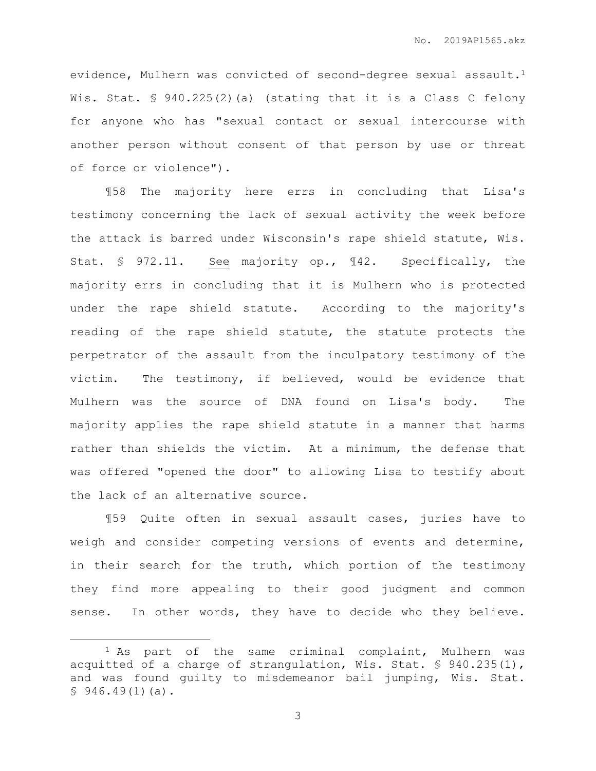evidence, Mulhern was convicted of second-degree sexual assault.[1] Wis. Stat. § 940.225(2)(a) (stating that it is a Class C felony for anyone who has "sexual contact or sexual intercourse with another person without consent of that person by use or threat of force or violence").

¶58 The majority here errs in concluding that Lisa's testimony concerning the lack of sexual activity the week before the attack is barred under Wisconsin's rape shield statute, Wis. Stat. § 972.11. See majority op., ¶42. Specifically, the majority errs in concluding that it is Mulhern who is protected under the rape shield statute. According to the majority's reading of the rape shield statute, the statute protects the perpetrator of the assault from the inculpatory testimony of the victim. The testimony, if believed, would be evidence that Mulhern was the source of DNA found on Lisa's body. The majority applies the rape shield statute in a manner that harms rather than shields the victim. At a minimum, the defense that was offered "opened the door" to allowing Lisa to testify about the lack of an alternative source.

¶59 Quite often in sexual assault cases, juries have to weigh and consider competing versions of events and determine, in their search for the truth, which portion of the testimony they find more appealing to their good judgment and common sense. In other words, they have to decide who they believe.

[1] As part of the same criminal complaint, Mulhern was acquitted of a charge of strangulation, Wis. Stat. § 940.235(1), and was found guilty to misdemeanor bail jumping, Wis. Stat. § 946.49(1)(a).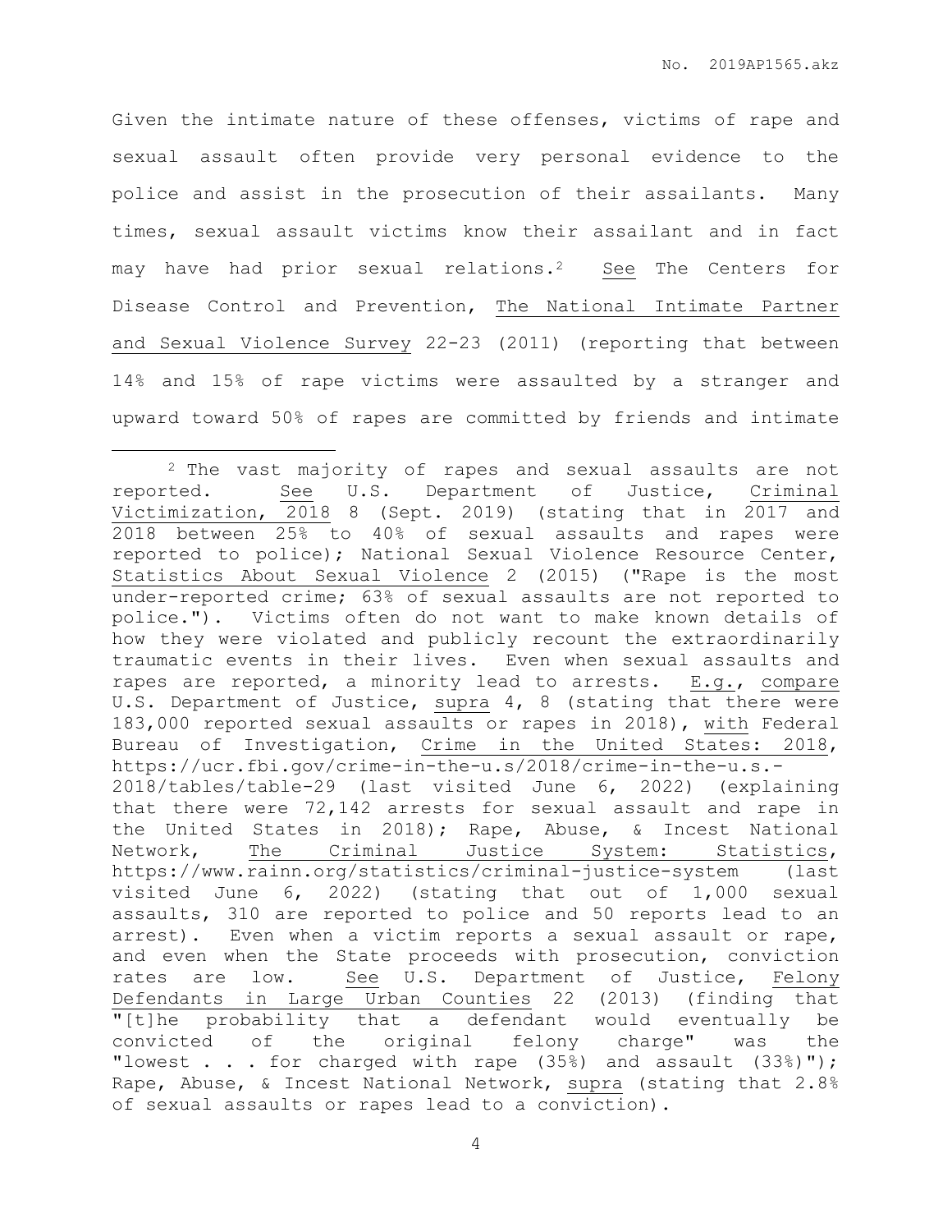Given the intimate nature of these offenses, victims of rape and sexual assault often provide very personal evidence to the police and assist in the prosecution of their assailants. Many times, sexual assault victims know their assailant and in fact may have had prior sexual relations.[2] See The Centers for Disease Control and Prevention, The National Intimate Partner and Sexual Violence Survey 22-23 (2011) (reporting that between 14% and 15% of rape victims were assaulted by a stranger and upward toward 50% of rapes are committed by friends and intimate

---

[2] The vast majority of rapes and sexual assaults are not reported. See U.S. Department of Justice, Criminal Victimization, 2018 8 (Sept. 2019) (stating that in 2017 and 2018 between 25% to 40% of sexual assaults and rapes were reported to police); National Sexual Violence Resource Center, Statistics About Sexual Violence 2 (2015) ("Rape is the most under-reported crime; 63% of sexual assaults are not reported to police."). Victims often do not want to make known details of how they were violated and publicly recount the extraordinarily traumatic events in their lives. Even when sexual assaults and rapes are reported, a minority lead to arrests. E.g., compare U.S. Department of Justice, supra 4, 8 (stating that there were 183,000 reported sexual assaults or rapes in 2018), with Federal Bureau of Investigation, Crime in the United States: 2018, https://ucr.fbi.gov/crime-in-the-u.s/2018/crime-in-the-u.s.-2018/tables/table-29 (last visited June 6, 2022) (explaining that there were 72,142 arrests for sexual assault and rape in the United States in 2018); Rape, Abuse, & Incest National Network, The Criminal Justice System: Statistics, https://www.rainn.org/statistics/criminal-justice-system (last visited June 6, 2022) (stating that out of 1,000 sexual assaults, 310 are reported to police and 50 reports lead to an arrest). Even when a victim reports a sexual assault or rape, and even when the State proceeds with prosecution, conviction rates are low. See U.S. Department of Justice, Felony Defendants in Large Urban Counties 22 (2013) (finding that "[t]he probability that a defendant would eventually be convicted of the original felony charge" was the "lowest . . . for charged with rape (35%) and assault (33%)"); Rape, Abuse, & Incest National Network, supra (stating that 2.8% of sexual assaults or rapes lead to a conviction).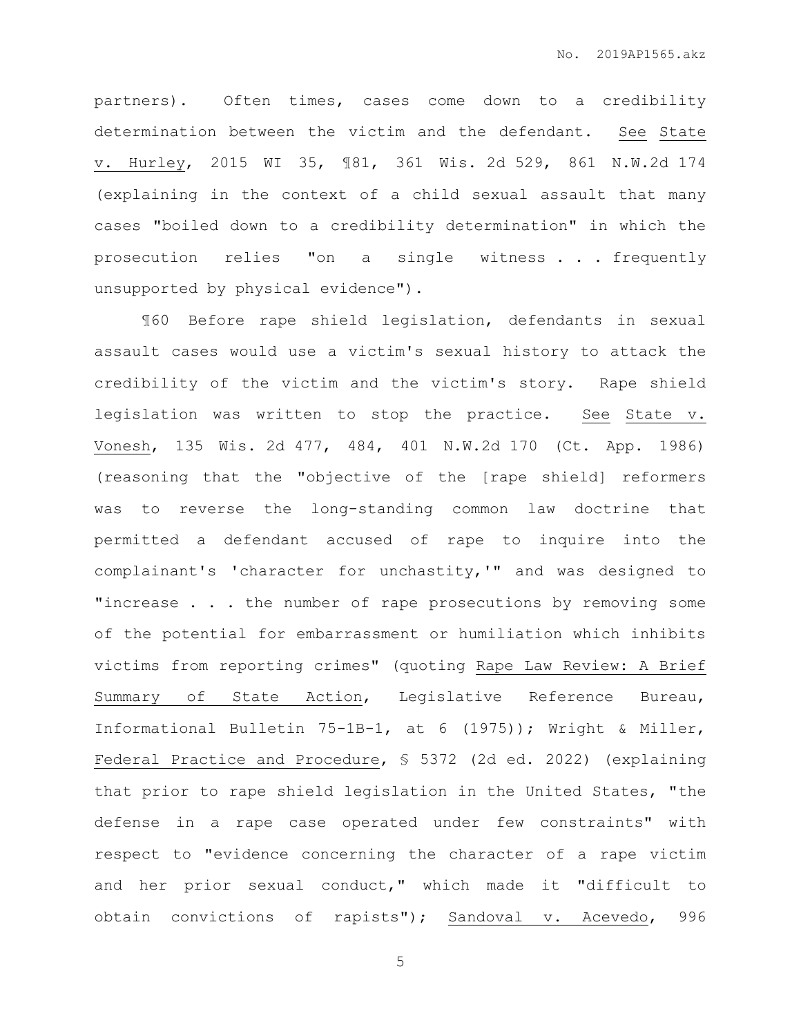partners). Often times, cases come down to a credibility determination between the victim and the defendant. See State v. Hurley, 2015 WI 35, ¶81, 361 Wis. 2d 529, 861 N.W.2d 174 (explaining in the context of a child sexual assault that many cases "boiled down to a credibility determination" in which the prosecution relies "on a single witness . . . frequently unsupported by physical evidence").

¶60 Before rape shield legislation, defendants in sexual assault cases would use a victim's sexual history to attack the credibility of the victim and the victim's story. Rape shield legislation was written to stop the practice. See State v. Vonesh, 135 Wis. 2d 477, 484, 401 N.W.2d 170 (Ct. App. 1986) (reasoning that the "objective of the [rape shield] reformers was to reverse the long-standing common law doctrine that permitted a defendant accused of rape to inquire into the complainant's 'character for unchastity,'" and was designed to "increase . . . the number of rape prosecutions by removing some of the potential for embarrassment or humiliation which inhibits victims from reporting crimes" (quoting Rape Law Review: A Brief Summary of State Action, Legislative Reference Bureau, Informational Bulletin 75-1B-1, at 6 (1975)); Wright & Miller, Federal Practice and Procedure, § 5372 (2d ed. 2022) (explaining that prior to rape shield legislation in the United States, "the defense in a rape case operated under few constraints" with respect to "evidence concerning the character of a rape victim and her prior sexual conduct," which made it "difficult to obtain convictions of rapists"); Sandoval v. Acevedo, 996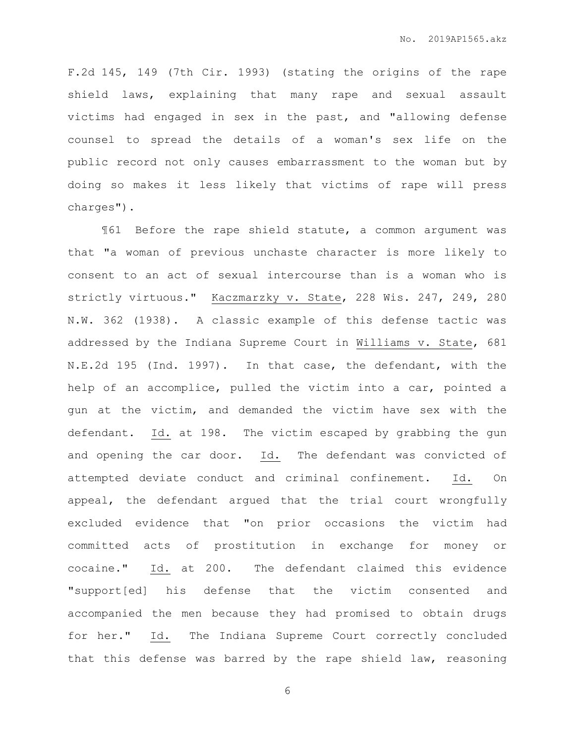F.2d 145, 149 (7th Cir. 1993) (stating the origins of the rape shield laws, explaining that many rape and sexual assault victims had engaged in sex in the past, and "allowing defense counsel to spread the details of a woman's sex life on the public record not only causes embarrassment to the woman but by doing so makes it less likely that victims of rape will press charges").

¶61 Before the rape shield statute, a common argument was that "a woman of previous unchaste character is more likely to consent to an act of sexual intercourse than is a woman who is strictly virtuous." Kaczmarzky v. State, 228 Wis. 247, 249, 280 N.W. 362 (1938). A classic example of this defense tactic was addressed by the Indiana Supreme Court in Williams v. State, 681 N.E.2d 195 (Ind. 1997). In that case, the defendant, with the help of an accomplice, pulled the victim into a car, pointed a gun at the victim, and demanded the victim have sex with the defendant. Id. at 198. The victim escaped by grabbing the gun and opening the car door. Id. The defendant was convicted of attempted deviate conduct and criminal confinement. Id. On appeal, the defendant argued that the trial court wrongfully excluded evidence that "on prior occasions the victim had committed acts of prostitution in exchange for money or cocaine." Id. at 200. The defendant claimed this evidence "support[ed] his defense that the victim consented and accompanied the men because they had promised to obtain drugs for her." Id. The Indiana Supreme Court correctly concluded that this defense was barred by the rape shield law, reasoning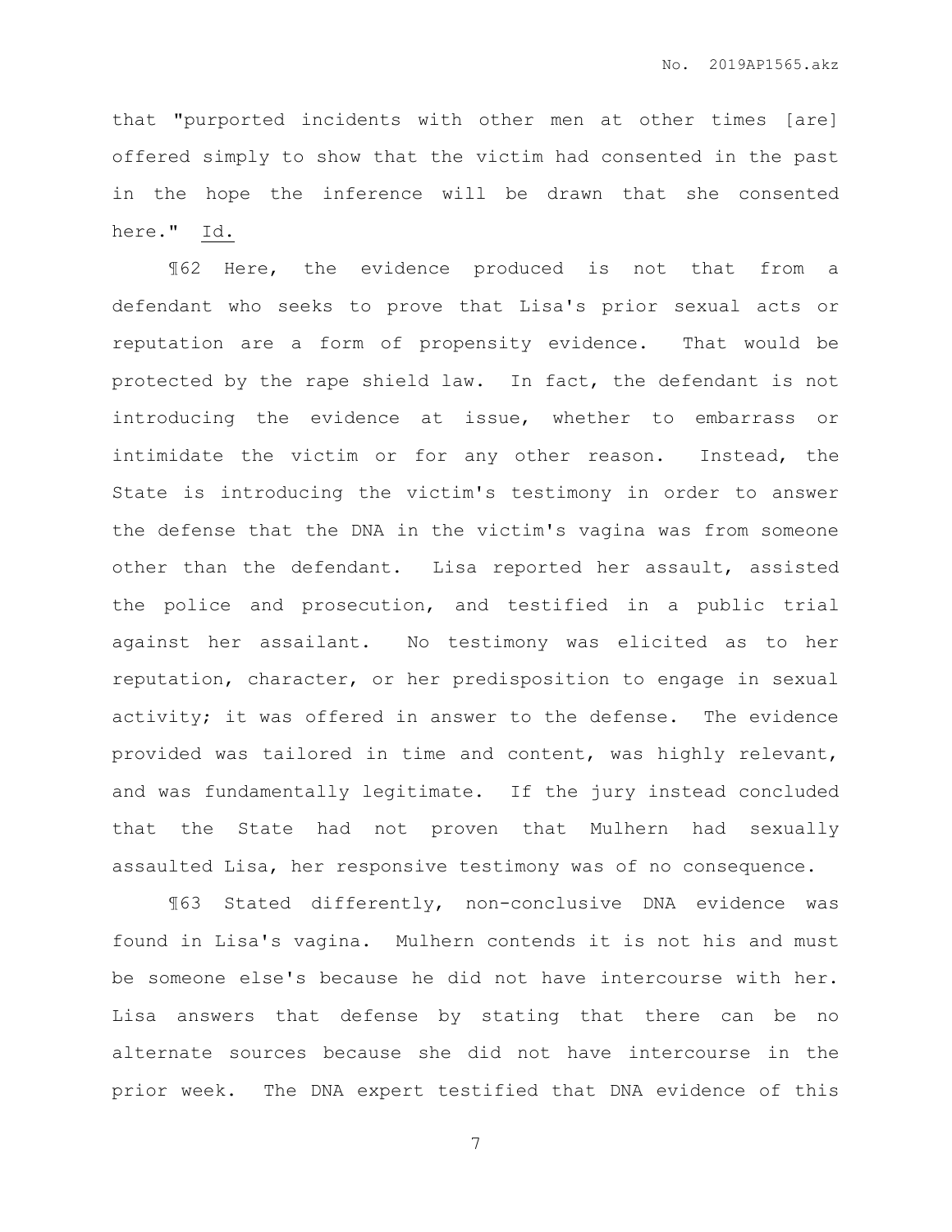that "purported incidents with other men at other times [are] offered simply to show that the victim had consented in the past in the hope the inference will be drawn that she consented here." Id.

¶62 Here, the evidence produced is not that from a defendant who seeks to prove that Lisa's prior sexual acts or reputation are a form of propensity evidence. That would be protected by the rape shield law. In fact, the defendant is not introducing the evidence at issue, whether to embarrass or intimidate the victim or for any other reason. Instead, the State is introducing the victim's testimony in order to answer the defense that the DNA in the victim's vagina was from someone other than the defendant. Lisa reported her assault, assisted the police and prosecution, and testified in a public trial against her assailant. No testimony was elicited as to her reputation, character, or her predisposition to engage in sexual activity; it was offered in answer to the defense. The evidence provided was tailored in time and content, was highly relevant, and was fundamentally legitimate. If the jury instead concluded that the State had not proven that Mulhern had sexually assaulted Lisa, her responsive testimony was of no consequence.

¶63 Stated differently, non-conclusive DNA evidence was found in Lisa's vagina. Mulhern contends it is not his and must be someone else's because he did not have intercourse with her. Lisa answers that defense by stating that there can be no alternate sources because she did not have intercourse in the prior week. The DNA expert testified that DNA evidence of this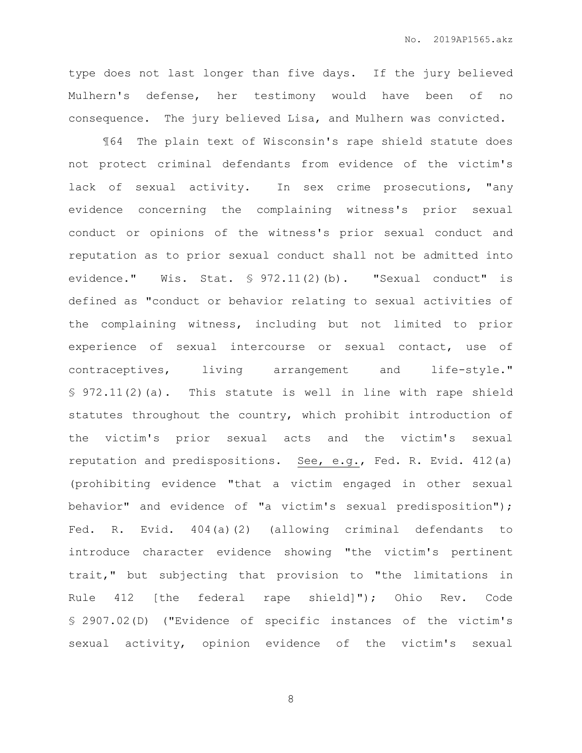type does not last longer than five days. If the jury believed Mulhern's defense, her testimony would have been of no consequence. The jury believed Lisa, and Mulhern was convicted.

¶64 The plain text of Wisconsin's rape shield statute does not protect criminal defendants from evidence of the victim's lack of sexual activity. In sex crime prosecutions, "any evidence concerning the complaining witness's prior sexual conduct or opinions of the witness's prior sexual conduct and reputation as to prior sexual conduct shall not be admitted into evidence." Wis. Stat. § 972.11(2)(b). "Sexual conduct" is defined as "conduct or behavior relating to sexual activities of the complaining witness, including but not limited to prior experience of sexual intercourse or sexual contact, use of contraceptives, living arrangement and life-style." § 972.11(2)(a). This statute is well in line with rape shield statutes throughout the country, which prohibit introduction of the victim's prior sexual acts and the victim's sexual reputation and predispositions. See, e.g., Fed. R. Evid. 412(a) (prohibiting evidence "that a victim engaged in other sexual behavior" and evidence of "a victim's sexual predisposition"); Fed. R. Evid. 404(a)(2) (allowing criminal defendants to introduce character evidence showing "the victim's pertinent trait," but subjecting that provision to "the limitations in Rule 412 [the federal rape shield]"); Ohio Rev. Code § 2907.02(D) ("Evidence of specific instances of the victim's sexual activity, opinion evidence of the victim's sexual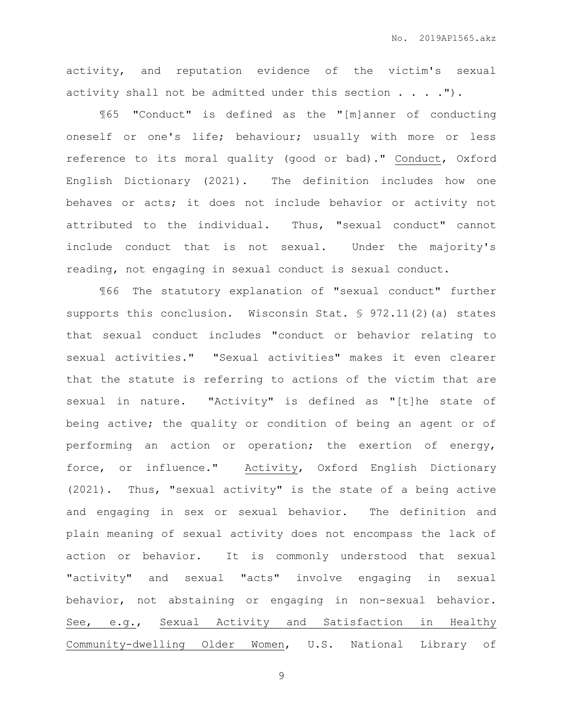activity, and reputation evidence of the victim's sexual activity shall not be admitted under this section . . . .").

¶65 "Conduct" is defined as the "[m]anner of conducting oneself or one's life; behaviour; usually with more or less reference to its moral quality (good or bad)." Conduct, Oxford English Dictionary (2021). The definition includes how one behaves or acts; it does not include behavior or activity not attributed to the individual. Thus, "sexual conduct" cannot include conduct that is not sexual. Under the majority's reading, not engaging in sexual conduct is sexual conduct.

¶66 The statutory explanation of "sexual conduct" further supports this conclusion. Wisconsin Stat. § 972.11(2)(a) states that sexual conduct includes "conduct or behavior relating to sexual activities." "Sexual activities" makes it even clearer that the statute is referring to actions of the victim that are sexual in nature. "Activity" is defined as "[t]he state of being active; the quality or condition of being an agent or of performing an action or operation; the exertion of energy, force, or influence." Activity, Oxford English Dictionary (2021). Thus, "sexual activity" is the state of a being active and engaging in sex or sexual behavior. The definition and plain meaning of sexual activity does not encompass the lack of action or behavior. It is commonly understood that sexual "activity" and sexual "acts" involve engaging in sexual behavior, not abstaining or engaging in non-sexual behavior. See, e.g., Sexual Activity and Satisfaction in Healthy Community-dwelling Older Women, U.S. National Library of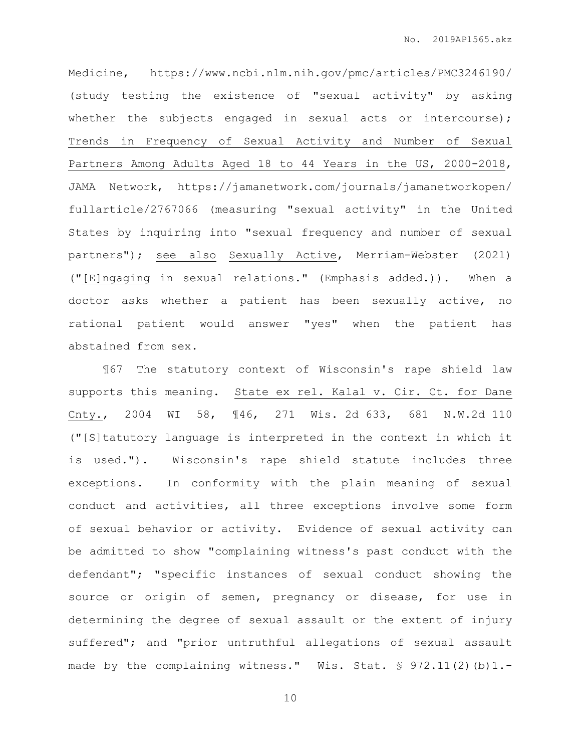Medicine, https://www.ncbi.nlm.nih.gov/pmc/articles/PMC3246190/ (study testing the existence of "sexual activity" by asking whether the subjects engaged in sexual acts or intercourse); Trends in Frequency of Sexual Activity and Number of Sexual Partners Among Adults Aged 18 to 44 Years in the US, 2000-2018, JAMA Network, https://jamanetwork.com/journals/jamanetworkopen/fullarticle/2767066 (measuring "sexual activity" in the United States by inquiring into "sexual frequency and number of sexual partners"); see also Sexually Active, Merriam-Webster (2021) ("[E]ngaging in sexual relations." (Emphasis added.)). When a doctor asks whether a patient has been sexually active, no rational patient would answer "yes" when the patient has abstained from sex.

¶67 The statutory context of Wisconsin's rape shield law supports this meaning. State ex rel. Kalal v. Cir. Ct. for Dane Cnty., 2004 WI 58, ¶46, 271 Wis. 2d 633, 681 N.W.2d 110 ("[S]tatutory language is interpreted in the context in which it is used."). Wisconsin's rape shield statute includes three exceptions. In conformity with the plain meaning of sexual conduct and activities, all three exceptions involve some form of sexual behavior or activity. Evidence of sexual activity can be admitted to show "complaining witness's past conduct with the defendant"; "specific instances of sexual conduct showing the source or origin of semen, pregnancy or disease, for use in determining the degree of sexual assault or the extent of injury suffered"; and "prior untruthful allegations of sexual assault made by the complaining witness." Wis. Stat. § 972.11(2)(b)1.-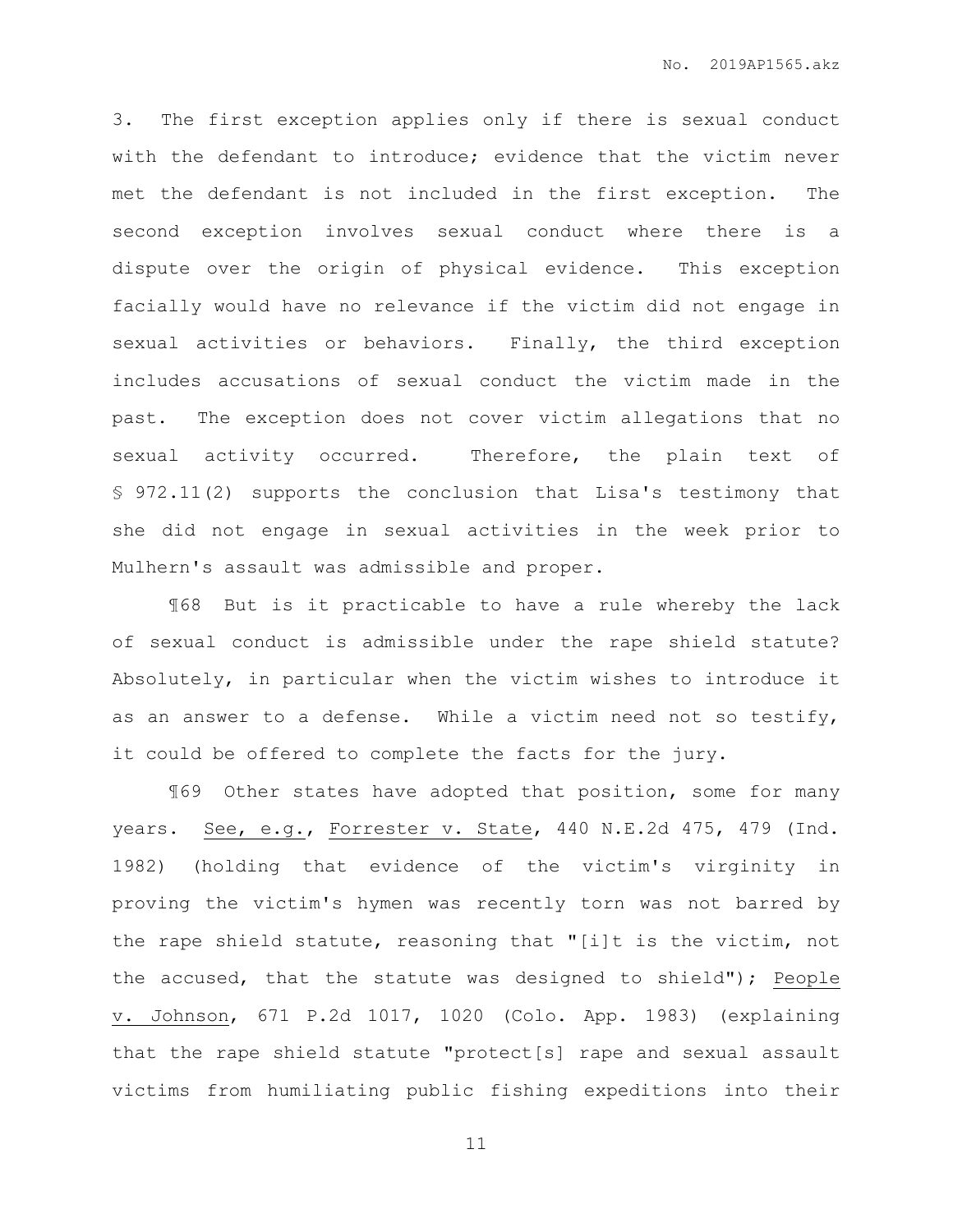3. The first exception applies only if there is sexual conduct with the defendant to introduce; evidence that the victim never met the defendant is not included in the first exception. The second exception involves sexual conduct where there is a dispute over the origin of physical evidence. This exception facially would have no relevance if the victim did not engage in sexual activities or behaviors. Finally, the third exception includes accusations of sexual conduct the victim made in the past. The exception does not cover victim allegations that no sexual activity occurred. Therefore, the plain text of § 972.11(2) supports the conclusion that Lisa's testimony that she did not engage in sexual activities in the week prior to Mulhern's assault was admissible and proper.

¶68 But is it practicable to have a rule whereby the lack of sexual conduct is admissible under the rape shield statute? Absolutely, in particular when the victim wishes to introduce it as an answer to a defense. While a victim need not so testify, it could be offered to complete the facts for the jury.

¶69 Other states have adopted that position, some for many years. See, e.g., Forrester v. State, 440 N.E.2d 475, 479 (Ind. 1982) (holding that evidence of the victim's virginity in proving the victim's hymen was recently torn was not barred by the rape shield statute, reasoning that "[i]t is the victim, not the accused, that the statute was designed to shield"); People v. Johnson, 671 P.2d 1017, 1020 (Colo. App. 1983) (explaining that the rape shield statute "protect[s] rape and sexual assault victims from humiliating public fishing expeditions into their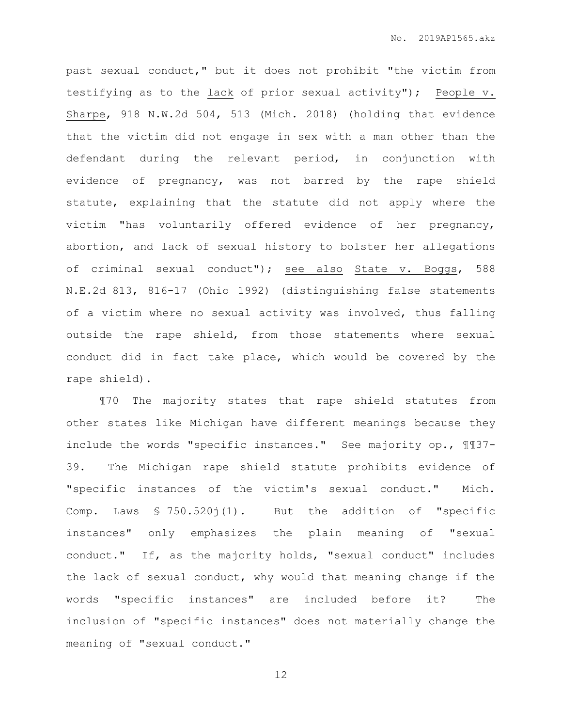past sexual conduct," but it does not prohibit "the victim from testifying as to the lack of prior sexual activity"); People v. Sharpe, 918 N.W.2d 504, 513 (Mich. 2018) (holding that evidence that the victim did not engage in sex with a man other than the defendant during the relevant period, in conjunction with evidence of pregnancy, was not barred by the rape shield statute, explaining that the statute did not apply where the victim "has voluntarily offered evidence of her pregnancy, abortion, and lack of sexual history to bolster her allegations of criminal sexual conduct"); see also State v. Boggs, 588 N.E.2d 813, 816-17 (Ohio 1992) (distinguishing false statements of a victim where no sexual activity was involved, thus falling outside the rape shield, from those statements where sexual conduct did in fact take place, which would be covered by the rape shield).

¶70 The majority states that rape shield statutes from other states like Michigan have different meanings because they include the words "specific instances." See majority op., ¶¶37-39. The Michigan rape shield statute prohibits evidence of "specific instances of the victim's sexual conduct." Mich. Comp. Laws § 750.520j(1). But the addition of "specific instances" only emphasizes the plain meaning of "sexual conduct." If, as the majority holds, "sexual conduct" includes the lack of sexual conduct, why would that meaning change if the words "specific instances" are included before it? The inclusion of "specific instances" does not materially change the meaning of "sexual conduct."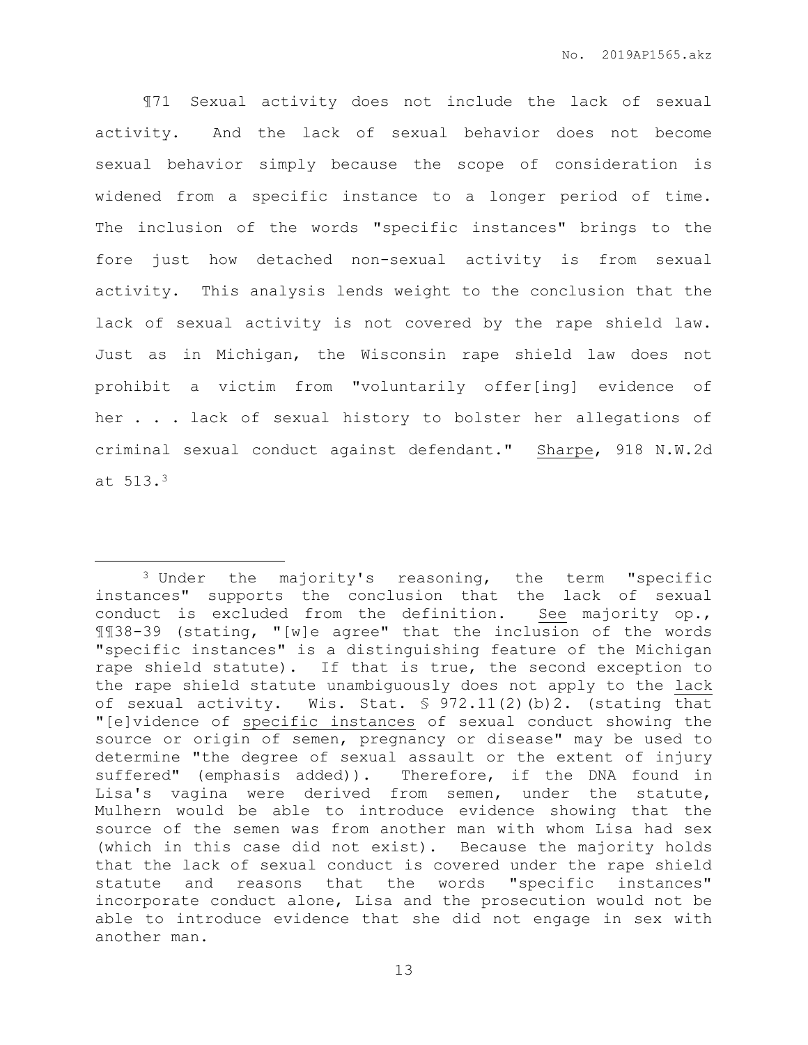¶71 Sexual activity does not include the lack of sexual activity. And the lack of sexual behavior does not become sexual behavior simply because the scope of consideration is widened from a specific instance to a longer period of time. The inclusion of the words "specific instances" brings to the fore just how detached non-sexual activity is from sexual activity. This analysis lends weight to the conclusion that the lack of sexual activity is not covered by the rape shield law. Just as in Michigan, the Wisconsin rape shield law does not prohibit a victim from "voluntarily offer[ing] evidence of her . . . lack of sexual history to bolster her allegations of criminal sexual conduct against defendant." Sharpe, 918 N.W.2d at 513.[3]

---

[3] Under the majority's reasoning, the term "specific instances" supports the conclusion that the lack of sexual conduct is excluded from the definition. *See* majority op., ¶¶38-39 (stating, "[w]e agree" that the inclusion of the words "specific instances" is a distinguishing feature of the Michigan rape shield statute). If that is true, the second exception to the rape shield statute unambiguously does not apply to the lack of sexual activity. Wis. Stat. § 972.11(2)(b)2. (stating that "[e]vidence of specific instances of sexual conduct showing the source or origin of semen, pregnancy or disease" may be used to determine "the degree of sexual assault or the extent of injury suffered" (emphasis added)). Therefore, if the DNA found in Lisa's vagina were derived from semen, under the statute, Mulhern would be able to introduce evidence showing that the source of the semen was from another man with whom Lisa had sex (which in this case did not exist). Because the majority holds that the lack of sexual conduct is covered under the rape shield statute and reasons that the words "specific instances" incorporate conduct alone, Lisa and the prosecution would not be able to introduce evidence that she did not engage in sex with another man.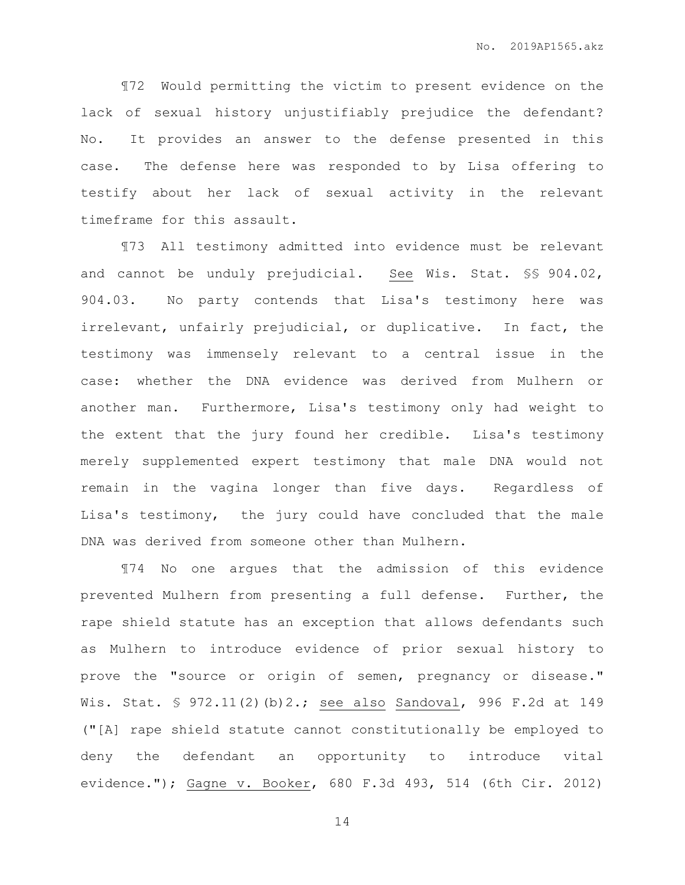¶72 Would permitting the victim to present evidence on the lack of sexual history unjustifiably prejudice the defendant? No. It provides an answer to the defense presented in this case. The defense here was responded to by Lisa offering to testify about her lack of sexual activity in the relevant timeframe for this assault.

¶73 All testimony admitted into evidence must be relevant and cannot be unduly prejudicial. See Wis. Stat. §§ 904.02, 904.03. No party contends that Lisa's testimony here was irrelevant, unfairly prejudicial, or duplicative. In fact, the testimony was immensely relevant to a central issue in the case: whether the DNA evidence was derived from Mulhern or another man. Furthermore, Lisa's testimony only had weight to the extent that the jury found her credible. Lisa's testimony merely supplemented expert testimony that male DNA would not remain in the vagina longer than five days. Regardless of Lisa's testimony, the jury could have concluded that the male DNA was derived from someone other than Mulhern.

¶74 No one argues that the admission of this evidence prevented Mulhern from presenting a full defense. Further, the rape shield statute has an exception that allows defendants such as Mulhern to introduce evidence of prior sexual history to prove the "source or origin of semen, pregnancy or disease." Wis. Stat. § 972.11(2)(b)2.; see also Sandoval, 996 F.2d at 149 ("[A] rape shield statute cannot constitutionally be employed to deny the defendant an opportunity to introduce vital evidence."); Gagne v. Booker, 680 F.3d 493, 514 (6th Cir. 2012)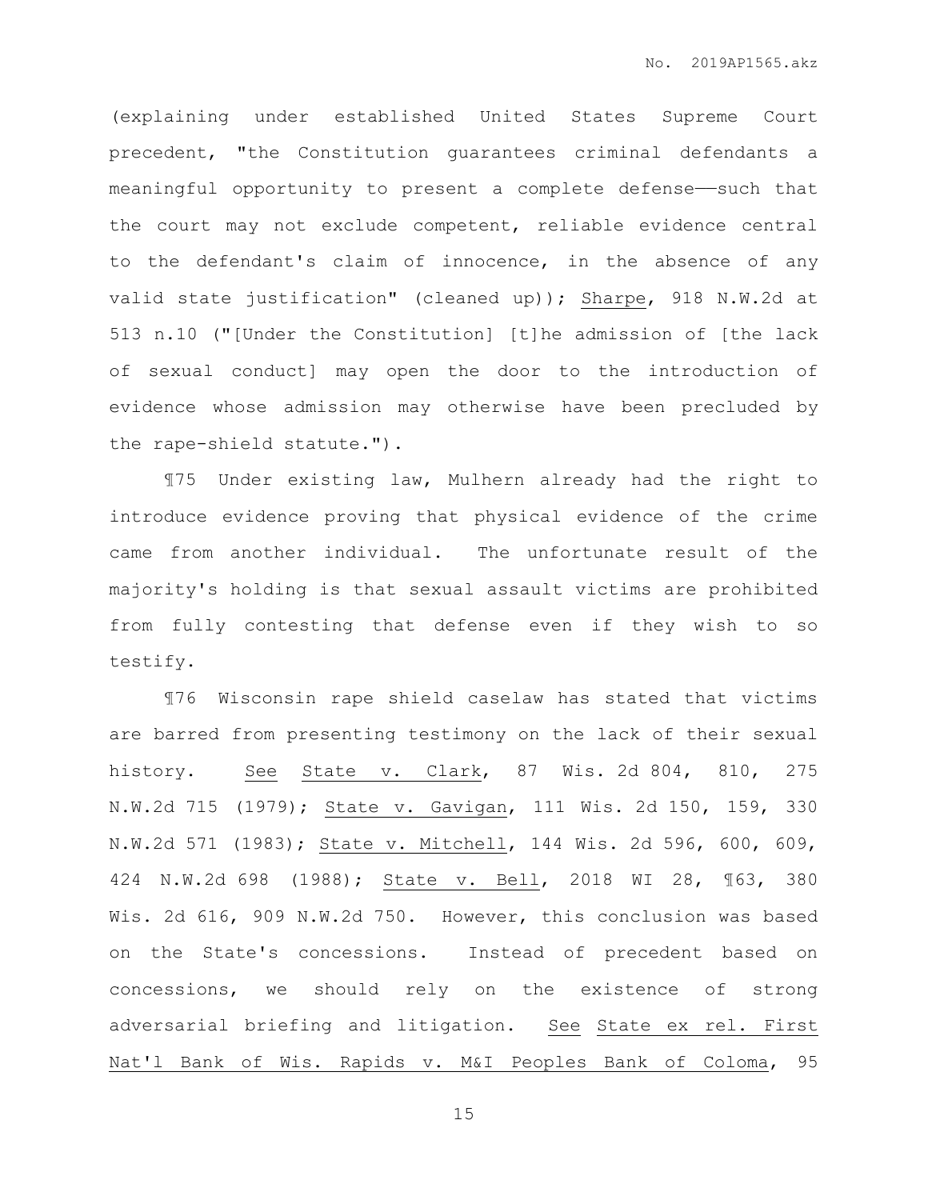(explaining under established United States Supreme Court precedent, "the Constitution guarantees criminal defendants a meaningful opportunity to present a complete defense——such that the court may not exclude competent, reliable evidence central to the defendant's claim of innocence, in the absence of any valid state justification" (cleaned up)); Sharpe, 918 N.W.2d at 513 n.10 ("[Under the Constitution] [t]he admission of [the lack of sexual conduct] may open the door to the introduction of evidence whose admission may otherwise have been precluded by the rape-shield statute.").

¶75 Under existing law, Mulhern already had the right to introduce evidence proving that physical evidence of the crime came from another individual. The unfortunate result of the majority's holding is that sexual assault victims are prohibited from fully contesting that defense even if they wish to so testify.

¶76 Wisconsin rape shield caselaw has stated that victims are barred from presenting testimony on the lack of their sexual history. See State v. Clark, 87 Wis. 2d 804, 810, 275 N.W.2d 715 (1979); State v. Gavigan, 111 Wis. 2d 150, 159, 330 N.W.2d 571 (1983); State v. Mitchell, 144 Wis. 2d 596, 600, 609, 424 N.W.2d 698 (1988); State v. Bell, 2018 WI 28, ¶63, 380 Wis. 2d 616, 909 N.W.2d 750. However, this conclusion was based on the State's concessions. Instead of precedent based on concessions, we should rely on the existence of strong adversarial briefing and litigation. See State ex rel. First Nat'l Bank of Wis. Rapids v. M&I Peoples Bank of Coloma, 95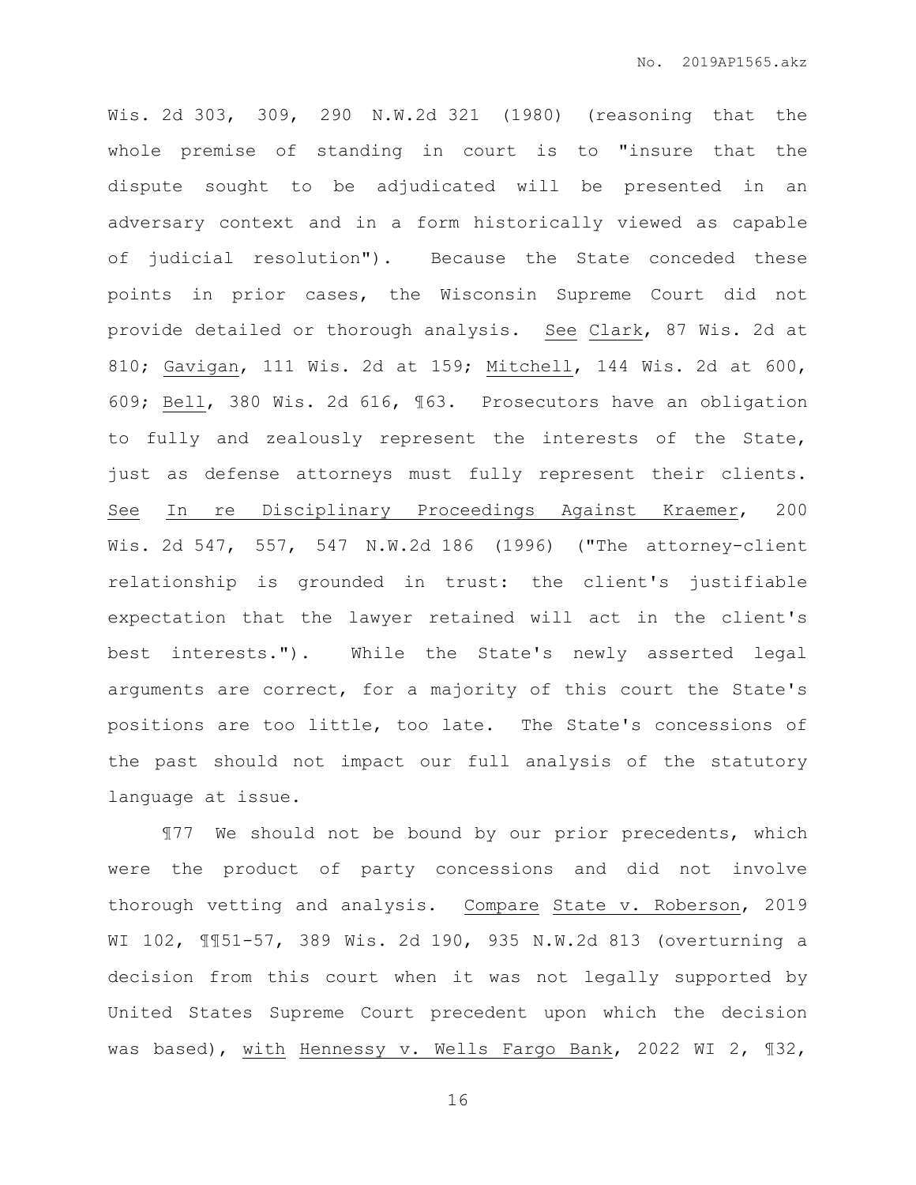Wis. 2d 303, 309, 290 N.W.2d 321 (1980) (reasoning that the whole premise of standing in court is to "insure that the dispute sought to be adjudicated will be presented in an adversary context and in a form historically viewed as capable of judicial resolution"). Because the State conceded these points in prior cases, the Wisconsin Supreme Court did not provide detailed or thorough analysis. See Clark, 87 Wis. 2d at 810; Gavigan, 111 Wis. 2d at 159; Mitchell, 144 Wis. 2d at 600, 609; Bell, 380 Wis. 2d 616, ¶63. Prosecutors have an obligation to fully and zealously represent the interests of the State, just as defense attorneys must fully represent their clients. See In re Disciplinary Proceedings Against Kraemer, 200 Wis. 2d 547, 557, 547 N.W.2d 186 (1996) ("The attorney-client relationship is grounded in trust: the client's justifiable expectation that the lawyer retained will act in the client's best interests."). While the State's newly asserted legal arguments are correct, for a majority of this court the State's positions are too little, too late. The State's concessions of the past should not impact our full analysis of the statutory language at issue.

¶77 We should not be bound by our prior precedents, which were the product of party concessions and did not involve thorough vetting and analysis. Compare State v. Roberson, 2019 WI 102, ¶¶51-57, 389 Wis. 2d 190, 935 N.W.2d 813 (overturning a decision from this court when it was not legally supported by United States Supreme Court precedent upon which the decision was based), with Hennessy v. Wells Fargo Bank, 2022 WI 2, ¶32,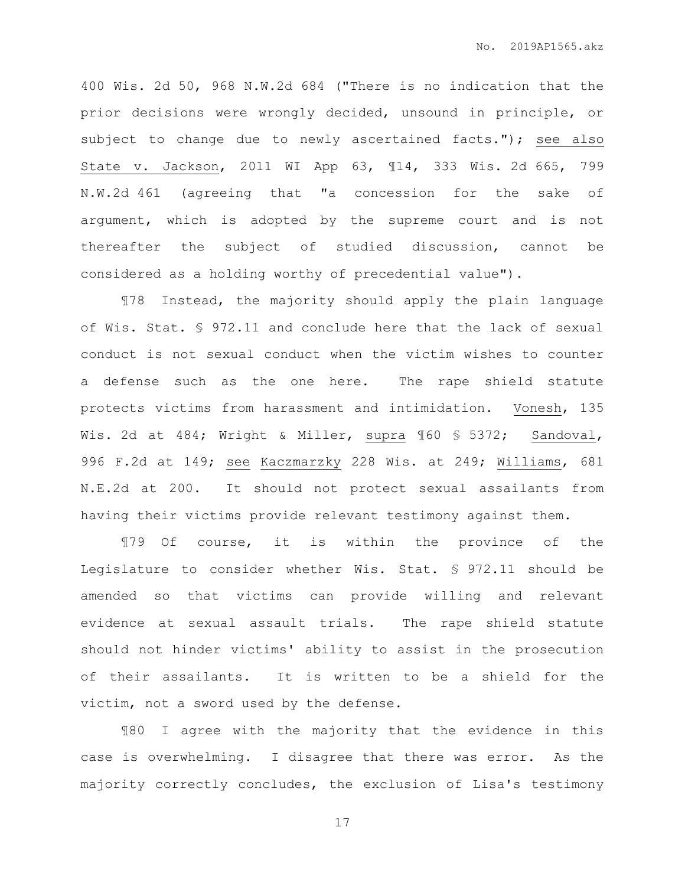400 Wis. 2d 50, 968 N.W.2d 684 ("There is no indication that the prior decisions were wrongly decided, unsound in principle, or subject to change due to newly ascertained facts."); see also State v. Jackson, 2011 WI App 63, ¶14, 333 Wis. 2d 665, 799 N.W.2d 461 (agreeing that "a concession for the sake of argument, which is adopted by the supreme court and is not thereafter the subject of studied discussion, cannot be considered as a holding worthy of precedential value").

¶78 Instead, the majority should apply the plain language of Wis. Stat. § 972.11 and conclude here that the lack of sexual conduct is not sexual conduct when the victim wishes to counter a defense such as the one here. The rape shield statute protects victims from harassment and intimidation. Vonesh, 135 Wis. 2d at 484; Wright & Miller, supra ¶60 § 5372; Sandoval, 996 F.2d at 149; see Kaczmarzky 228 Wis. at 249; Williams, 681 N.E.2d at 200. It should not protect sexual assailants from having their victims provide relevant testimony against them.

¶79 Of course, it is within the province of the Legislature to consider whether Wis. Stat. § 972.11 should be amended so that victims can provide willing and relevant evidence at sexual assault trials. The rape shield statute should not hinder victims' ability to assist in the prosecution of their assailants. It is written to be a shield for the victim, not a sword used by the defense.

¶80 I agree with the majority that the evidence in this case is overwhelming. I disagree that there was error. As the majority correctly concludes, the exclusion of Lisa's testimony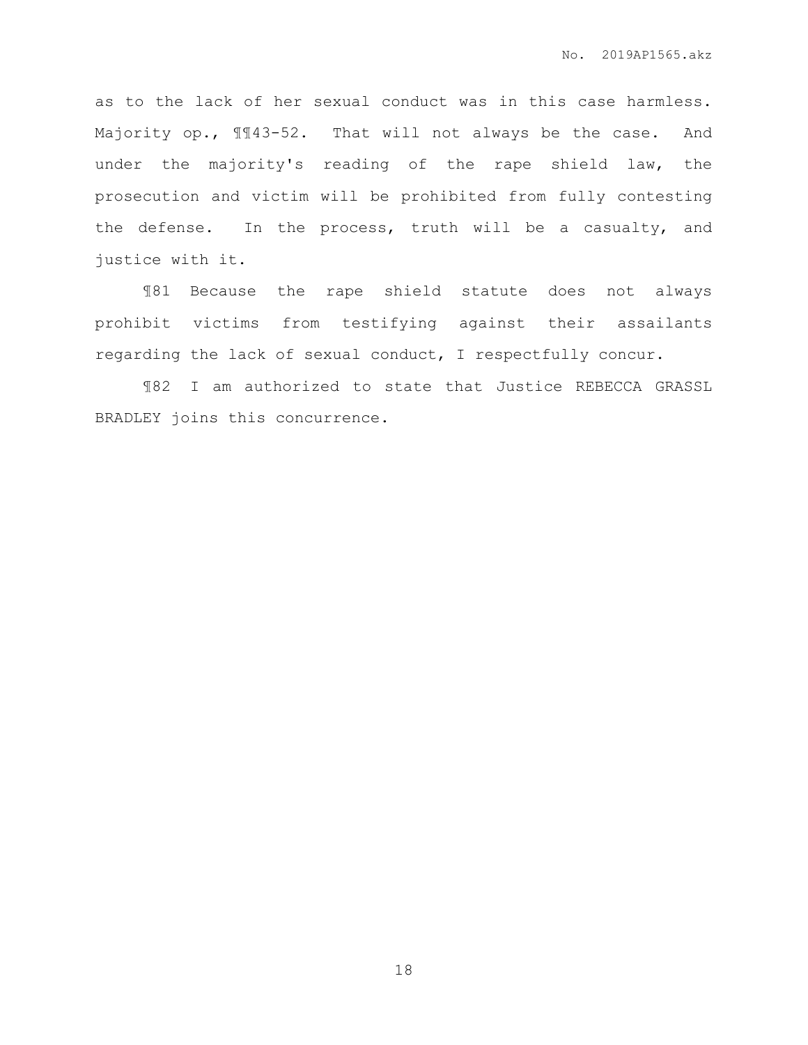as to the lack of her sexual conduct was in this case harmless. Majority op., ¶¶43-52. That will not always be the case. And under the majority's reading of the rape shield law, the prosecution and victim will be prohibited from fully contesting the defense. In the process, truth will be a casualty, and justice with it.

¶81 Because the rape shield statute does not always prohibit victims from testifying against their assailants regarding the lack of sexual conduct, I respectfully concur.

¶82 I am authorized to state that Justice REBECCA GRASSL BRADLEY joins this concurrence.